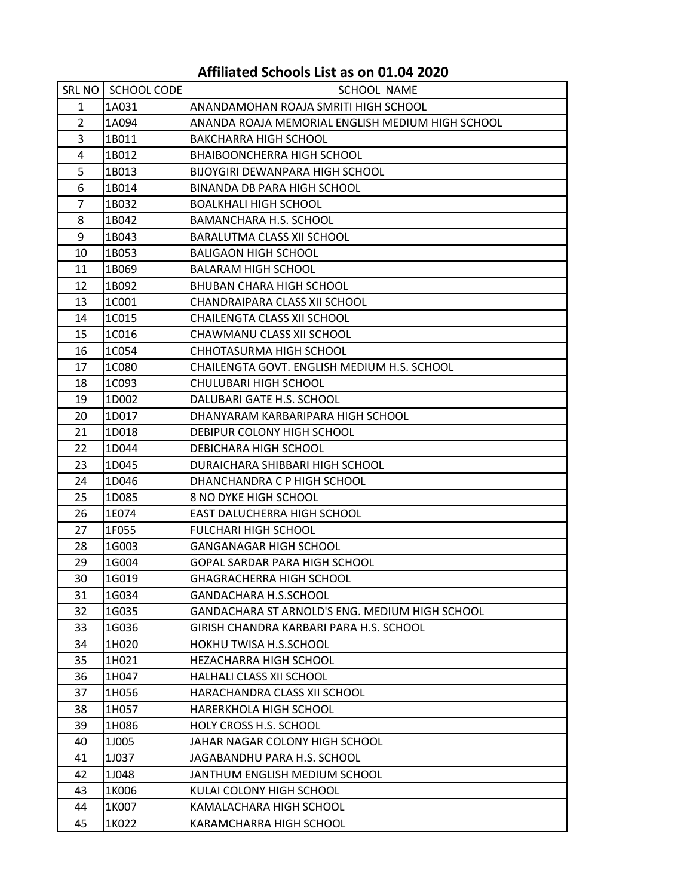# Affiliated Schools List as on 01.04 2020

| SRL NO | SCHOOL CODE | SCHOOL NAME |
|---|---|---|
| 1 | 1A031 | ANANDAMOHAN ROAJA SMRITI HIGH SCHOOL |
| 2 | 1A094 | ANANDA ROAJA MEMORIAL ENGLISH MEDIUM HIGH SCHOOL |
| 3 | 1B011 | BAKCHARRA HIGH SCHOOL |
| 4 | 1B012 | BHAIBOONCHERRA HIGH SCHOOL |
| 5 | 1B013 | BIJOYGIRI DEWANPARA HIGH SCHOOL |
| 6 | 1B014 | BINANDA DB PARA HIGH SCHOOL |
| 7 | 1B032 | BOALKHALI HIGH SCHOOL |
| 8 | 1B042 | BAMANCHARA H.S. SCHOOL |
| 9 | 1B043 | BARALUTMA CLASS XII SCHOOL |
| 10 | 1B053 | BALIGAON HIGH SCHOOL |
| 11 | 1B069 | BALARAM HIGH SCHOOL |
| 12 | 1B092 | BHUBAN CHARA HIGH SCHOOL |
| 13 | 1C001 | CHANDRAIPARA CLASS XII SCHOOL |
| 14 | 1C015 | CHAILENGTA CLASS XII SCHOOL |
| 15 | 1C016 | CHAWMANU CLASS XII SCHOOL |
| 16 | 1C054 | CHHOTASURMA HIGH SCHOOL |
| 17 | 1C080 | CHAILENGTA GOVT. ENGLISH MEDIUM H.S. SCHOOL |
| 18 | 1C093 | CHULUBARI HIGH SCHOOL |
| 19 | 1D002 | DALUBARI GATE H.S. SCHOOL |
| 20 | 1D017 | DHANYARAM KARBARIPARA HIGH SCHOOL |
| 21 | 1D018 | DEBIPUR COLONY HIGH SCHOOL |
| 22 | 1D044 | DEBICHARA HIGH SCHOOL |
| 23 | 1D045 | DURAICHARA SHIBBARI HIGH SCHOOL |
| 24 | 1D046 | DHANCHANDRA C P HIGH SCHOOL |
| 25 | 1D085 | 8 NO DYKE HIGH SCHOOL |
| 26 | 1E074 | EAST DALUCHERRA HIGH SCHOOL |
| 27 | 1F055 | FULCHARI HIGH SCHOOL |
| 28 | 1G003 | GANGANAGAR HIGH SCHOOL |
| 29 | 1G004 | GOPAL SARDAR PARA HIGH SCHOOL |
| 30 | 1G019 | GHAGRACHERRA HIGH SCHOOL |
| 31 | 1G034 | GANDACHARA H.S.SCHOOL |
| 32 | 1G035 | GANDACHARA ST ARNOLD'S ENG. MEDIUM HIGH SCHOOL |
| 33 | 1G036 | GIRISH CHANDRA KARBARI PARA H.S. SCHOOL |
| 34 | 1H020 | HOKHU TWISA H.S.SCHOOL |
| 35 | 1H021 | HEZACHARRA HIGH SCHOOL |
| 36 | 1H047 | HALHALI CLASS XII SCHOOL |
| 37 | 1H056 | HARACHANDRA CLASS XII SCHOOL |
| 38 | 1H057 | HARERKHOLA HIGH SCHOOL |
| 39 | 1H086 | HOLY CROSS H.S. SCHOOL |
| 40 | 1J005 | JAHAR NAGAR COLONY HIGH SCHOOL |
| 41 | 1J037 | JAGABANDHU PARA H.S. SCHOOL |
| 42 | 1J048 | JANTHUM ENGLISH MEDIUM SCHOOL |
| 43 | 1K006 | KULAI COLONY HIGH SCHOOL |
| 44 | 1K007 | KAMALACHARA HIGH SCHOOL |
| 45 | 1K022 | KARAMCHARRA HIGH SCHOOL |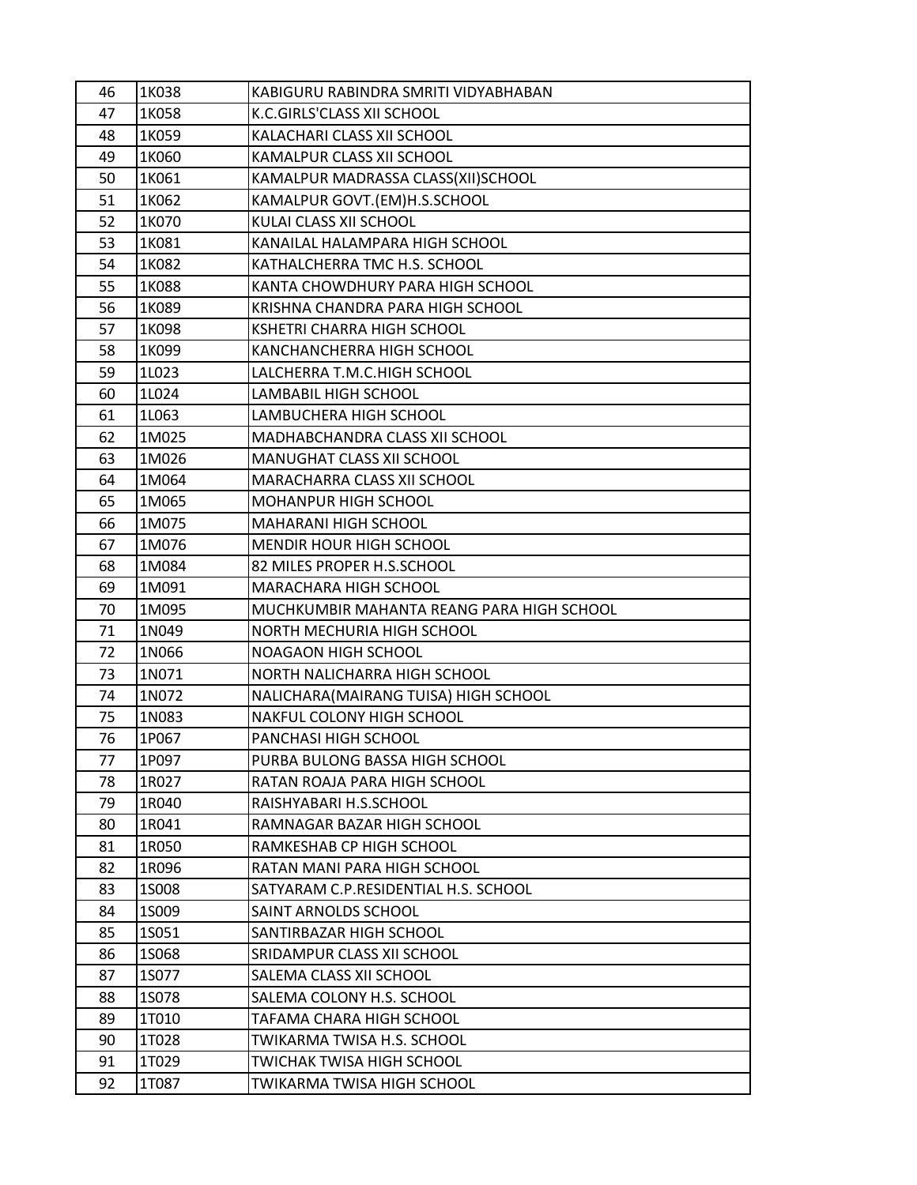| 46 | 1K038 | KABIGURU RABINDRA SMRITI VIDYABHABAN |
|---|---|---|
| 47 | 1K058 | K.C.GIRLS'CLASS XII SCHOOL |
| 48 | 1K059 | KALACHARI CLASS XII SCHOOL |
| 49 | 1K060 | KAMALPUR CLASS XII SCHOOL |
| 50 | 1K061 | KAMALPUR MADRASSA CLASS(XII)SCHOOL |
| 51 | 1K062 | KAMALPUR GOVT.(EM)H.S.SCHOOL |
| 52 | 1K070 | KULAI CLASS XII SCHOOL |
| 53 | 1K081 | KANAILAL HALAMPARA HIGH SCHOOL |
| 54 | 1K082 | KATHALCHERRA TMC H.S. SCHOOL |
| 55 | 1K088 | KANTA CHOWDHURY PARA HIGH SCHOOL |
| 56 | 1K089 | KRISHNA CHANDRA PARA HIGH SCHOOL |
| 57 | 1K098 | KSHETRI CHARRA HIGH SCHOOL |
| 58 | 1K099 | KANCHANCHERRA HIGH SCHOOL |
| 59 | 1L023 | LALCHERRA T.M.C.HIGH SCHOOL |
| 60 | 1L024 | LAMBABIL HIGH SCHOOL |
| 61 | 1L063 | LAMBUCHERA HIGH SCHOOL |
| 62 | 1M025 | MADHABCHANDRA CLASS XII SCHOOL |
| 63 | 1M026 | MANUGHAT CLASS XII SCHOOL |
| 64 | 1M064 | MARACHARRA CLASS XII SCHOOL |
| 65 | 1M065 | MOHANPUR HIGH SCHOOL |
| 66 | 1M075 | MAHARANI HIGH SCHOOL |
| 67 | 1M076 | MENDIR HOUR HIGH SCHOOL |
| 68 | 1M084 | 82 MILES PROPER H.S.SCHOOL |
| 69 | 1M091 | MARACHARA HIGH SCHOOL |
| 70 | 1M095 | MUCHKUMBIR MAHANTA REANG PARA HIGH SCHOOL |
| 71 | 1N049 | NORTH MECHURIA HIGH SCHOOL |
| 72 | 1N066 | NOAGAON HIGH SCHOOL |
| 73 | 1N071 | NORTH NALICHARRA HIGH SCHOOL |
| 74 | 1N072 | NALICHARA(MAIRANG TUISA) HIGH SCHOOL |
| 75 | 1N083 | NAKFUL COLONY HIGH SCHOOL |
| 76 | 1P067 | PANCHASI HIGH SCHOOL |
| 77 | 1P097 | PURBA BULONG BASSA HIGH SCHOOL |
| 78 | 1R027 | RATAN ROAJA PARA HIGH SCHOOL |
| 79 | 1R040 | RAISHYABARI H.S.SCHOOL |
| 80 | 1R041 | RAMNAGAR BAZAR HIGH SCHOOL |
| 81 | 1R050 | RAMKESHAB CP HIGH SCHOOL |
| 82 | 1R096 | RATAN MANI PARA HIGH SCHOOL |
| 83 | 1S008 | SATYARAM C.P.RESIDENTIAL H.S. SCHOOL |
| 84 | 1S009 | SAINT ARNOLDS SCHOOL |
| 85 | 1S051 | SANTIRBAZAR HIGH SCHOOL |
| 86 | 1S068 | SRIDAMPUR CLASS XII SCHOOL |
| 87 | 1S077 | SALEMA CLASS XII SCHOOL |
| 88 | 1S078 | SALEMA COLONY H.S. SCHOOL |
| 89 | 1T010 | TAFAMA CHARA HIGH SCHOOL |
| 90 | 1T028 | TWIKARMA TWISA H.S. SCHOOL |
| 91 | 1T029 | TWICHAK TWISA HIGH SCHOOL |
| 92 | 1T087 | TWIKARMA TWISA HIGH SCHOOL |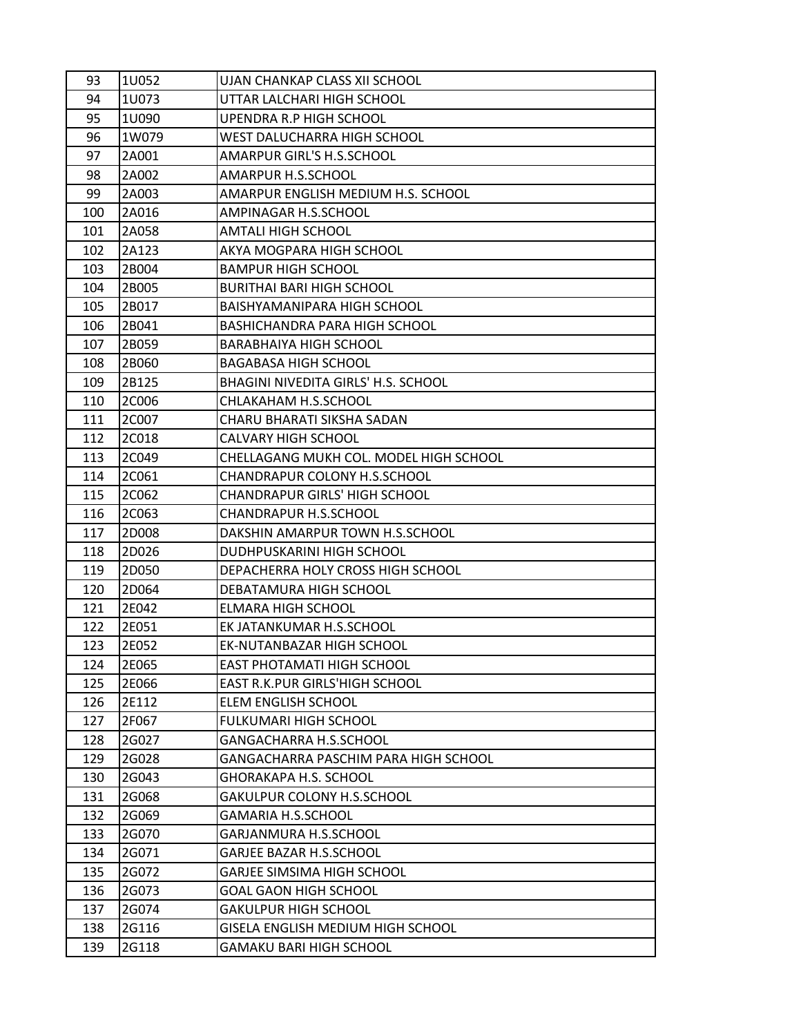| 93 | 1U052 | UJAN CHANKAP CLASS XII SCHOOL |
|---|---|---|
| 94 | 1U073 | UTTAR LALCHARI HIGH SCHOOL |
| 95 | 1U090 | UPENDRA R.P HIGH SCHOOL |
| 96 | 1W079 | WEST DALUCHARRA HIGH SCHOOL |
| 97 | 2A001 | AMARPUR GIRL'S H.S.SCHOOL |
| 98 | 2A002 | AMARPUR H.S.SCHOOL |
| 99 | 2A003 | AMARPUR ENGLISH MEDIUM H.S. SCHOOL |
| 100 | 2A016 | AMPINAGAR H.S.SCHOOL |
| 101 | 2A058 | AMTALI HIGH SCHOOL |
| 102 | 2A123 | AKYA MOGPARA HIGH SCHOOL |
| 103 | 2B004 | BAMPUR HIGH SCHOOL |
| 104 | 2B005 | BURITHAI BARI HIGH SCHOOL |
| 105 | 2B017 | BAISHYAMANIPARA HIGH SCHOOL |
| 106 | 2B041 | BASHICHANDRA PARA HIGH SCHOOL |
| 107 | 2B059 | BARABHAIYA HIGH SCHOOL |
| 108 | 2B060 | BAGABASA HIGH SCHOOL |
| 109 | 2B125 | BHAGINI NIVEDITA GIRLS' H.S. SCHOOL |
| 110 | 2C006 | CHLAKAHAM H.S.SCHOOL |
| 111 | 2C007 | CHARU BHARATI SIKSHA SADAN |
| 112 | 2C018 | CALVARY HIGH SCHOOL |
| 113 | 2C049 | CHELLAGANG MUKH COL. MODEL HIGH SCHOOL |
| 114 | 2C061 | CHANDRAPUR COLONY H.S.SCHOOL |
| 115 | 2C062 | CHANDRAPUR GIRLS' HIGH SCHOOL |
| 116 | 2C063 | CHANDRAPUR H.S.SCHOOL |
| 117 | 2D008 | DAKSHIN AMARPUR TOWN H.S.SCHOOL |
| 118 | 2D026 | DUDHPUSKARINI HIGH SCHOOL |
| 119 | 2D050 | DEPACHERRA HOLY CROSS HIGH SCHOOL |
| 120 | 2D064 | DEBATAMURA HIGH SCHOOL |
| 121 | 2E042 | ELMARA HIGH SCHOOL |
| 122 | 2E051 | EK JATANKUMAR H.S.SCHOOL |
| 123 | 2E052 | EK-NUTANBAZAR HIGH SCHOOL |
| 124 | 2E065 | EAST PHOTAMATI HIGH SCHOOL |
| 125 | 2E066 | EAST R.K.PUR GIRLS'HIGH SCHOOL |
| 126 | 2E112 | ELEM ENGLISH SCHOOL |
| 127 | 2F067 | FULKUMARI HIGH SCHOOL |
| 128 | 2G027 | GANGACHARRA H.S.SCHOOL |
| 129 | 2G028 | GANGACHARRA PASCHIM PARA HIGH SCHOOL |
| 130 | 2G043 | GHORAKAPA H.S. SCHOOL |
| 131 | 2G068 | GAKULPUR COLONY H.S.SCHOOL |
| 132 | 2G069 | GAMARIA H.S.SCHOOL |
| 133 | 2G070 | GARJANMURA H.S.SCHOOL |
| 134 | 2G071 | GARJEE BAZAR H.S.SCHOOL |
| 135 | 2G072 | GARJEE SIMSIMA HIGH SCHOOL |
| 136 | 2G073 | GOAL GAON HIGH SCHOOL |
| 137 | 2G074 | GAKULPUR HIGH SCHOOL |
| 138 | 2G116 | GISELA ENGLISH MEDIUM HIGH SCHOOL |
| 139 | 2G118 | GAMAKU BARI HIGH SCHOOL |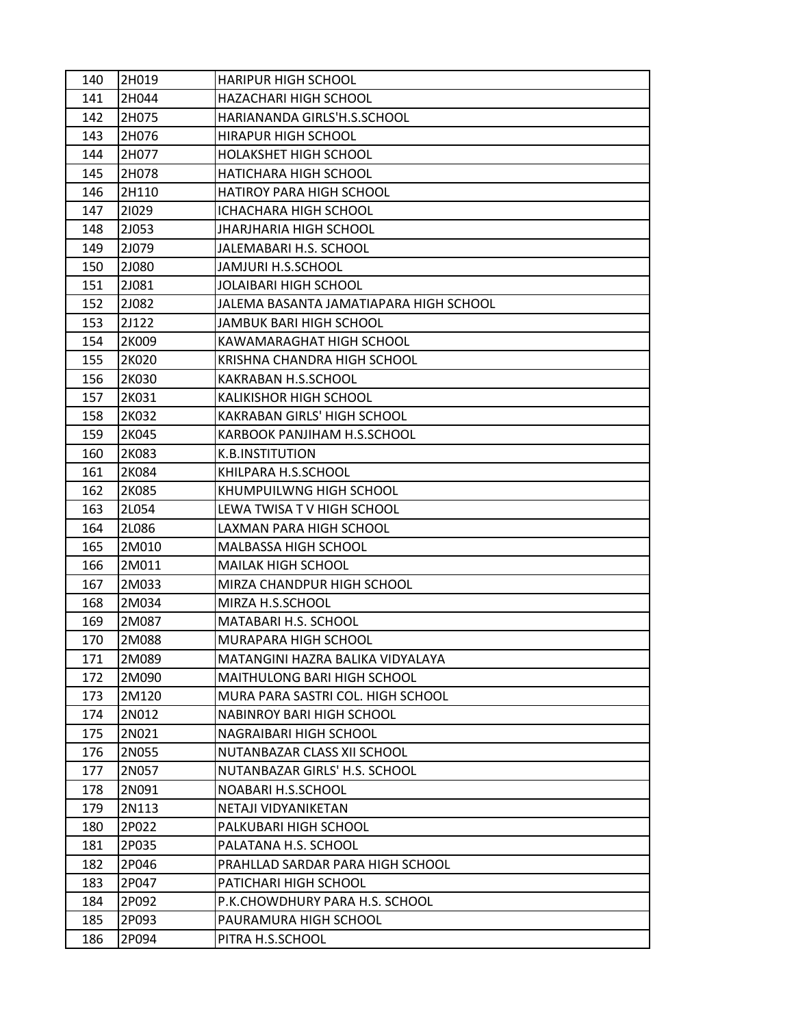| 140 | 2H019 | HARIPUR HIGH SCHOOL |
|---|---|---|
| 141 | 2H044 | HAZACHARI HIGH SCHOOL |
| 142 | 2H075 | HARIANANDA GIRLS'H.S.SCHOOL |
| 143 | 2H076 | HIRAPUR HIGH SCHOOL |
| 144 | 2H077 | HOLAKSHET HIGH SCHOOL |
| 145 | 2H078 | HATICHARA HIGH SCHOOL |
| 146 | 2H110 | HATIROY PARA HIGH SCHOOL |
| 147 | 2I029 | ICHACHARA HIGH SCHOOL |
| 148 | 2J053 | JHARJHARIA HIGH SCHOOL |
| 149 | 2J079 | JALEMABARI H.S. SCHOOL |
| 150 | 2J080 | JAMJURI H.S.SCHOOL |
| 151 | 2J081 | JOLAIBARI HIGH SCHOOL |
| 152 | 2J082 | JALEMA BASANTA JAMATIAPARA HIGH SCHOOL |
| 153 | 2J122 | JAMBUK BARI HIGH SCHOOL |
| 154 | 2K009 | KAWAMARAGHAT HIGH SCHOOL |
| 155 | 2K020 | KRISHNA CHANDRA HIGH SCHOOL |
| 156 | 2K030 | KAKRABAN H.S.SCHOOL |
| 157 | 2K031 | KALIKISHOR HIGH SCHOOL |
| 158 | 2K032 | KAKRABAN GIRLS' HIGH SCHOOL |
| 159 | 2K045 | KARBOOK PANJIHAM H.S.SCHOOL |
| 160 | 2K083 | K.B.INSTITUTION |
| 161 | 2K084 | KHILPARA H.S.SCHOOL |
| 162 | 2K085 | KHUMPUILWNG HIGH SCHOOL |
| 163 | 2L054 | LEWA TWISA T V HIGH SCHOOL |
| 164 | 2L086 | LAXMAN PARA HIGH SCHOOL |
| 165 | 2M010 | MALBASSA HIGH SCHOOL |
| 166 | 2M011 | MAILAK HIGH SCHOOL |
| 167 | 2M033 | MIRZA CHANDPUR HIGH SCHOOL |
| 168 | 2M034 | MIRZA H.S.SCHOOL |
| 169 | 2M087 | MATABARI H.S. SCHOOL |
| 170 | 2M088 | MURAPARA HIGH SCHOOL |
| 171 | 2M089 | MATANGINI HAZRA BALIKA VIDYALAYA |
| 172 | 2M090 | MAITHULONG BARI HIGH SCHOOL |
| 173 | 2M120 | MURA PARA SASTRI COL. HIGH SCHOOL |
| 174 | 2N012 | NABINROY BARI HIGH SCHOOL |
| 175 | 2N021 | NAGRAIBARI HIGH SCHOOL |
| 176 | 2N055 | NUTANBAZAR CLASS XII SCHOOL |
| 177 | 2N057 | NUTANBAZAR GIRLS' H.S. SCHOOL |
| 178 | 2N091 | NOABARI H.S.SCHOOL |
| 179 | 2N113 | NETAJI VIDYANIKETAN |
| 180 | 2P022 | PALKUBARI HIGH SCHOOL |
| 181 | 2P035 | PALATANA H.S. SCHOOL |
| 182 | 2P046 | PRAHLLAD SARDAR PARA HIGH SCHOOL |
| 183 | 2P047 | PATICHARI HIGH SCHOOL |
| 184 | 2P092 | P.K.CHOWDHURY PARA H.S. SCHOOL |
| 185 | 2P093 | PAURAMURA HIGH SCHOOL |
| 186 | 2P094 | PITRA H.S.SCHOOL |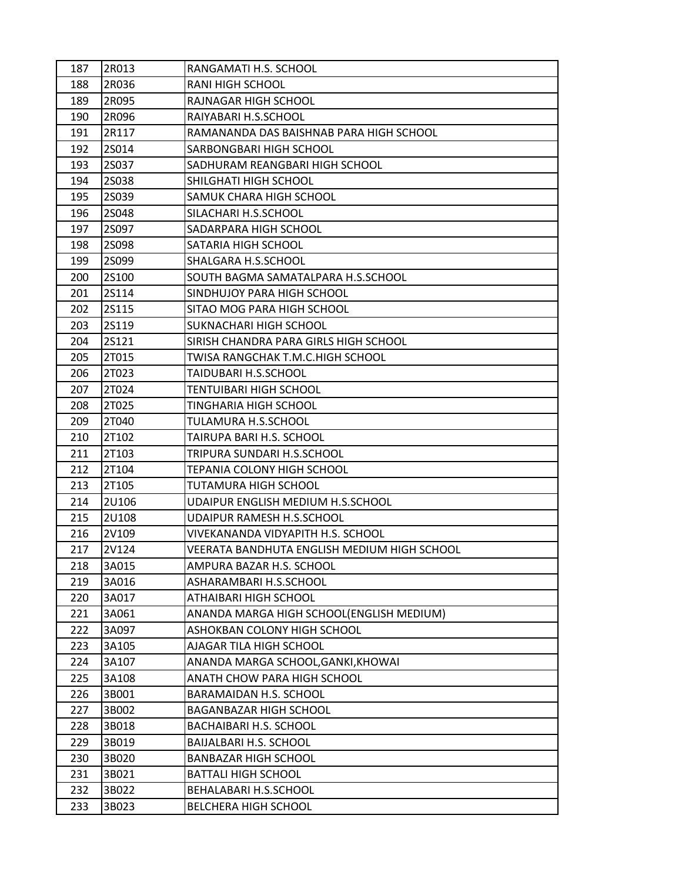| 187 | 2R013 | RANGAMATI H.S. SCHOOL |
|---|---|---|
| 188 | 2R036 | RANI HIGH SCHOOL |
| 189 | 2R095 | RAJNAGAR HIGH SCHOOL |
| 190 | 2R096 | RAIYABARI H.S.SCHOOL |
| 191 | 2R117 | RAMANANDA DAS BAISHNAB PARA HIGH SCHOOL |
| 192 | 2S014 | SARBONGBARI HIGH SCHOOL |
| 193 | 2S037 | SADHURAM REANGBARI HIGH SCHOOL |
| 194 | 2S038 | SHILGHATI HIGH SCHOOL |
| 195 | 2S039 | SAMUK CHARA HIGH SCHOOL |
| 196 | 2S048 | SILACHARI H.S.SCHOOL |
| 197 | 2S097 | SADARPARA HIGH SCHOOL |
| 198 | 2S098 | SATARIA HIGH SCHOOL |
| 199 | 2S099 | SHALGARA H.S.SCHOOL |
| 200 | 2S100 | SOUTH BAGMA SAMATALPARA H.S.SCHOOL |
| 201 | 2S114 | SINDHUJOY PARA HIGH SCHOOL |
| 202 | 2S115 | SITAO MOG PARA HIGH SCHOOL |
| 203 | 2S119 | SUKNACHARI HIGH SCHOOL |
| 204 | 2S121 | SIRISH CHANDRA PARA GIRLS HIGH SCHOOL |
| 205 | 2T015 | TWISA RANGCHAK T.M.C.HIGH SCHOOL |
| 206 | 2T023 | TAIDUBARI H.S.SCHOOL |
| 207 | 2T024 | TENTUIBARI HIGH SCHOOL |
| 208 | 2T025 | TINGHARIA HIGH SCHOOL |
| 209 | 2T040 | TULAMURA H.S.SCHOOL |
| 210 | 2T102 | TAIRUPA BARI H.S. SCHOOL |
| 211 | 2T103 | TRIPURA SUNDARI H.S.SCHOOL |
| 212 | 2T104 | TEPANIA COLONY HIGH SCHOOL |
| 213 | 2T105 | TUTAMURA HIGH SCHOOL |
| 214 | 2U106 | UDAIPUR ENGLISH MEDIUM H.S.SCHOOL |
| 215 | 2U108 | UDAIPUR RAMESH H.S.SCHOOL |
| 216 | 2V109 | VIVEKANANDA VIDYAPITH H.S. SCHOOL |
| 217 | 2V124 | VEERATA BANDHUTA ENGLISH MEDIUM HIGH SCHOOL |
| 218 | 3A015 | AMPURA BAZAR H.S. SCHOOL |
| 219 | 3A016 | ASHARAMBARI H.S.SCHOOL |
| 220 | 3A017 | ATHAIBARI HIGH SCHOOL |
| 221 | 3A061 | ANANDA MARGA HIGH SCHOOL(ENGLISH MEDIUM) |
| 222 | 3A097 | ASHOKBAN COLONY HIGH SCHOOL |
| 223 | 3A105 | AJAGAR TILA HIGH SCHOOL |
| 224 | 3A107 | ANANDA MARGA SCHOOL,GANKI,KHOWAI |
| 225 | 3A108 | ANATH CHOW PARA HIGH SCHOOL |
| 226 | 3B001 | BARAMAIDAN H.S. SCHOOL |
| 227 | 3B002 | BAGANBAZAR HIGH SCHOOL |
| 228 | 3B018 | BACHAIBARI H.S. SCHOOL |
| 229 | 3B019 | BAIJALBARI H.S. SCHOOL |
| 230 | 3B020 | BANBAZAR HIGH SCHOOL |
| 231 | 3B021 | BATTALI HIGH SCHOOL |
| 232 | 3B022 | BEHALABARI H.S.SCHOOL |
| 233 | 3B023 | BELCHERA HIGH SCHOOL |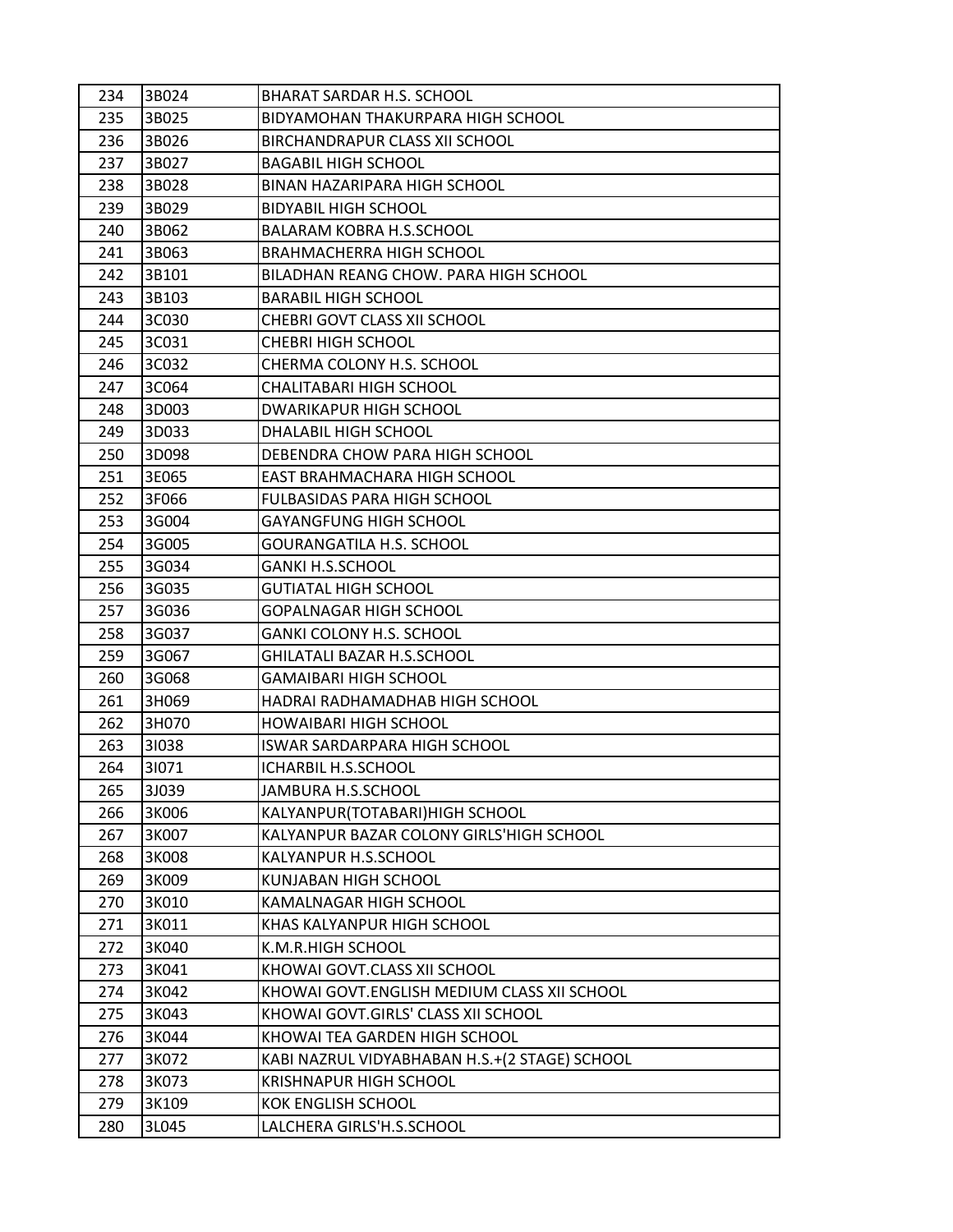| | | |
|---|---|---|
| 234 | 3B024 | BHARAT SARDAR H.S. SCHOOL |
| 235 | 3B025 | BIDYAMOHAN THAKURPARA HIGH SCHOOL |
| 236 | 3B026 | BIRCHANDRAPUR CLASS XII SCHOOL |
| 237 | 3B027 | BAGABIL HIGH SCHOOL |
| 238 | 3B028 | BINAN HAZARIPARA HIGH SCHOOL |
| 239 | 3B029 | BIDYABIL HIGH SCHOOL |
| 240 | 3B062 | BALARAM KOBRA H.S.SCHOOL |
| 241 | 3B063 | BRAHMACHERRA HIGH SCHOOL |
| 242 | 3B101 | BILADHAN REANG CHOW. PARA HIGH SCHOOL |
| 243 | 3B103 | BARABIL HIGH SCHOOL |
| 244 | 3C030 | CHEBRI GOVT CLASS XII SCHOOL |
| 245 | 3C031 | CHEBRI HIGH SCHOOL |
| 246 | 3C032 | CHERMA COLONY H.S. SCHOOL |
| 247 | 3C064 | CHALITABARI HIGH SCHOOL |
| 248 | 3D003 | DWARIKAPUR HIGH SCHOOL |
| 249 | 3D033 | DHALABIL HIGH SCHOOL |
| 250 | 3D098 | DEBENDRA CHOW PARA HIGH SCHOOL |
| 251 | 3E065 | EAST BRAHMACHARA HIGH SCHOOL |
| 252 | 3F066 | FULBASIDAS PARA HIGH SCHOOL |
| 253 | 3G004 | GAYANGFUNG HIGH SCHOOL |
| 254 | 3G005 | GOURANGATILA H.S. SCHOOL |
| 255 | 3G034 | GANKI H.S.SCHOOL |
| 256 | 3G035 | GUTIATAL HIGH SCHOOL |
| 257 | 3G036 | GOPALNAGAR HIGH SCHOOL |
| 258 | 3G037 | GANKI COLONY H.S. SCHOOL |
| 259 | 3G067 | GHILATALI BAZAR H.S.SCHOOL |
| 260 | 3G068 | GAMAIBARI HIGH SCHOOL |
| 261 | 3H069 | HADRAI RADHAMADHAB HIGH SCHOOL |
| 262 | 3H070 | HOWAIBARI HIGH SCHOOL |
| 263 | 3I038 | ISWAR SARDARPARA HIGH SCHOOL |
| 264 | 3I071 | ICHARBIL H.S.SCHOOL |
| 265 | 3J039 | JAMBURA H.S.SCHOOL |
| 266 | 3K006 | KALYANPUR(TOTABARI)HIGH SCHOOL |
| 267 | 3K007 | KALYANPUR BAZAR COLONY GIRLS'HIGH SCHOOL |
| 268 | 3K008 | KALYANPUR H.S.SCHOOL |
| 269 | 3K009 | KUNJABAN HIGH SCHOOL |
| 270 | 3K010 | KAMALNAGAR HIGH SCHOOL |
| 271 | 3K011 | KHAS KALYANPUR HIGH SCHOOL |
| 272 | 3K040 | K.M.R.HIGH SCHOOL |
| 273 | 3K041 | KHOWAI GOVT.CLASS XII SCHOOL |
| 274 | 3K042 | KHOWAI GOVT.ENGLISH MEDIUM CLASS XII SCHOOL |
| 275 | 3K043 | KHOWAI GOVT.GIRLS' CLASS XII SCHOOL |
| 276 | 3K044 | KHOWAI TEA GARDEN HIGH SCHOOL |
| 277 | 3K072 | KABI NAZRUL VIDYABHABAN H.S.+(2 STAGE) SCHOOL |
| 278 | 3K073 | KRISHNAPUR HIGH SCHOOL |
| 279 | 3K109 | KOK ENGLISH SCHOOL |
| 280 | 3L045 | LALCHERA GIRLS'H.S.SCHOOL |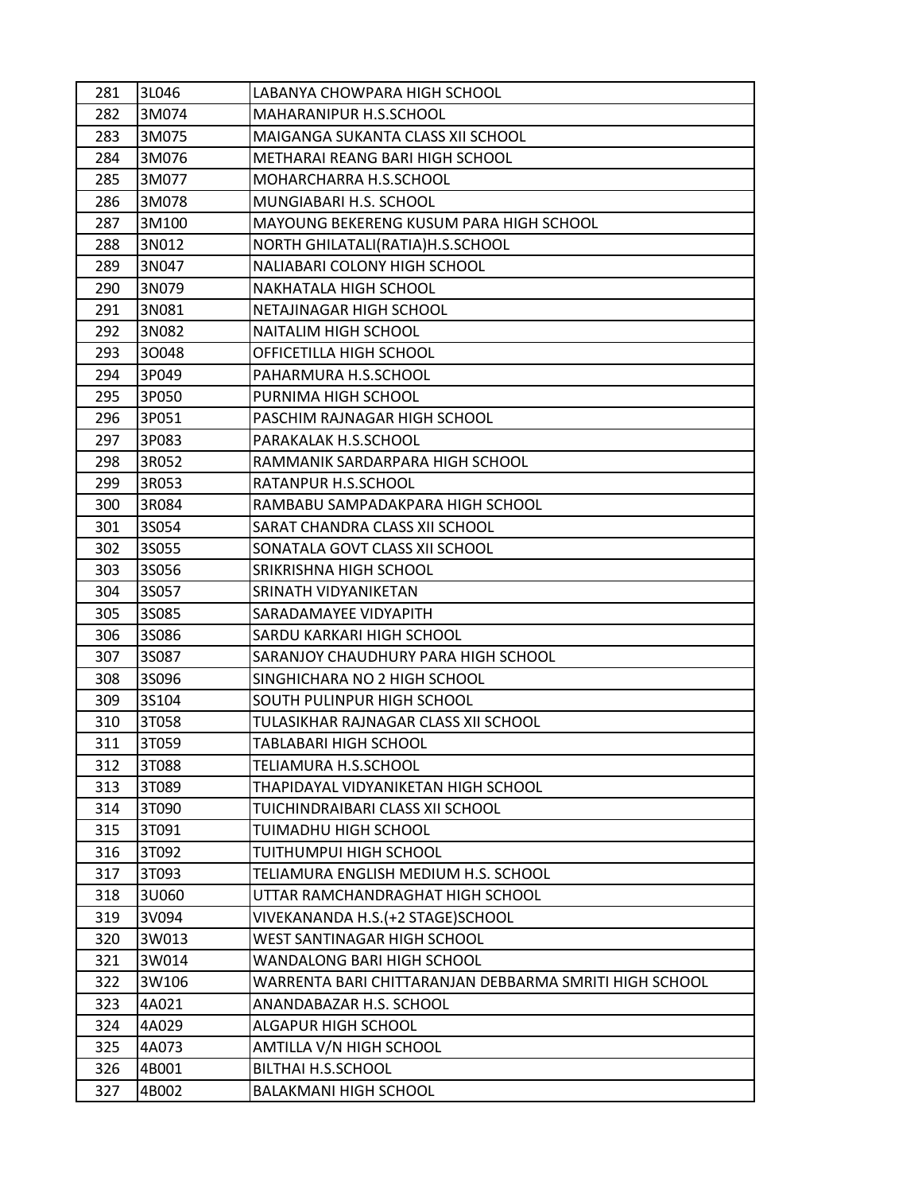| 281 | 3L046 | LABANYA CHOWPARA HIGH SCHOOL |
|---|---|---|
| 282 | 3M074 | MAHARANIPUR H.S.SCHOOL |
| 283 | 3M075 | MAIGANGA SUKANTA CLASS XII SCHOOL |
| 284 | 3M076 | METHARAI REANG BARI HIGH SCHOOL |
| 285 | 3M077 | MOHARCHARRA H.S.SCHOOL |
| 286 | 3M078 | MUNGIABARI H.S. SCHOOL |
| 287 | 3M100 | MAYOUNG BEKERENG KUSUM PARA HIGH SCHOOL |
| 288 | 3N012 | NORTH GHILATALI(RATIA)H.S.SCHOOL |
| 289 | 3N047 | NALIABARI COLONY HIGH SCHOOL |
| 290 | 3N079 | NAKHATALA HIGH SCHOOL |
| 291 | 3N081 | NETAJINAGAR HIGH SCHOOL |
| 292 | 3N082 | NAITALIM HIGH SCHOOL |
| 293 | 3O048 | OFFICETILLA HIGH SCHOOL |
| 294 | 3P049 | PAHARMURA H.S.SCHOOL |
| 295 | 3P050 | PURNIMA HIGH SCHOOL |
| 296 | 3P051 | PASCHIM RAJNAGAR HIGH SCHOOL |
| 297 | 3P083 | PARAKALAK H.S.SCHOOL |
| 298 | 3R052 | RAMMANIK SARDARPARA HIGH SCHOOL |
| 299 | 3R053 | RATANPUR H.S.SCHOOL |
| 300 | 3R084 | RAMBABU SAMPADAKPARA HIGH SCHOOL |
| 301 | 3S054 | SARAT CHANDRA CLASS XII SCHOOL |
| 302 | 3S055 | SONATALA GOVT CLASS XII SCHOOL |
| 303 | 3S056 | SRIKRISHNA HIGH SCHOOL |
| 304 | 3S057 | SRINATH VIDYANIKETAN |
| 305 | 3S085 | SARADAMAYEE VIDYAPITH |
| 306 | 3S086 | SARDU KARKARI HIGH SCHOOL |
| 307 | 3S087 | SARANJOY CHAUDHURY PARA HIGH SCHOOL |
| 308 | 3S096 | SINGHICHARA NO 2 HIGH SCHOOL |
| 309 | 3S104 | SOUTH PULINPUR HIGH SCHOOL |
| 310 | 3T058 | TULASIKHAR RAJNAGAR CLASS XII SCHOOL |
| 311 | 3T059 | TABLABARI HIGH SCHOOL |
| 312 | 3T088 | TELIAMURA H.S.SCHOOL |
| 313 | 3T089 | THAPIDAYAL VIDYANIKETAN HIGH SCHOOL |
| 314 | 3T090 | TUICHINDRAIBARI CLASS XII SCHOOL |
| 315 | 3T091 | TUIMADHU HIGH SCHOOL |
| 316 | 3T092 | TUITHUMPUI HIGH SCHOOL |
| 317 | 3T093 | TELIAMURA ENGLISH MEDIUM H.S. SCHOOL |
| 318 | 3U060 | UTTAR RAMCHANDRAGHAT HIGH SCHOOL |
| 319 | 3V094 | VIVEKANANDA H.S.(+2 STAGE)SCHOOL |
| 320 | 3W013 | WEST SANTINAGAR HIGH SCHOOL |
| 321 | 3W014 | WANDALONG BARI HIGH SCHOOL |
| 322 | 3W106 | WARRENTA BARI CHITTARANJAN DEBBARMA SMRITI HIGH SCHOOL |
| 323 | 4A021 | ANANDABAZAR H.S. SCHOOL |
| 324 | 4A029 | ALGAPUR HIGH SCHOOL |
| 325 | 4A073 | AMTILLA V/N HIGH SCHOOL |
| 326 | 4B001 | BILTHAI H.S.SCHOOL |
| 327 | 4B002 | BALAKMANI HIGH SCHOOL |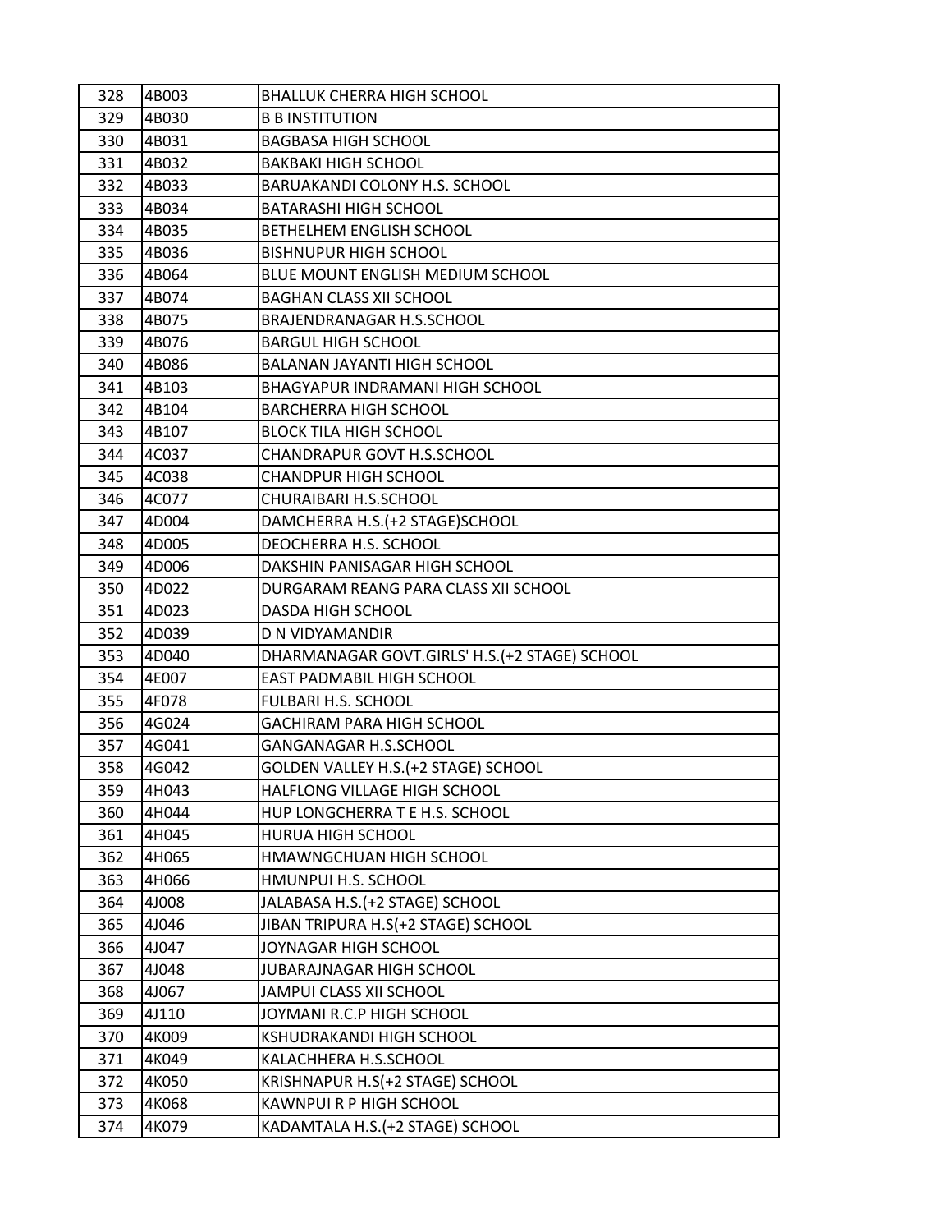| 328 | 4B003 | BHALLUK CHERRA HIGH SCHOOL |
|---|---|---|
| 329 | 4B030 | B B INSTITUTION |
| 330 | 4B031 | BAGBASA HIGH SCHOOL |
| 331 | 4B032 | BAKBAKI HIGH SCHOOL |
| 332 | 4B033 | BARUAKANDI COLONY H.S. SCHOOL |
| 333 | 4B034 | BATARASHI HIGH SCHOOL |
| 334 | 4B035 | BETHELHEM ENGLISH SCHOOL |
| 335 | 4B036 | BISHNUPUR HIGH SCHOOL |
| 336 | 4B064 | BLUE MOUNT ENGLISH MEDIUM SCHOOL |
| 337 | 4B074 | BAGHAN CLASS XII SCHOOL |
| 338 | 4B075 | BRAJENDRANAGAR H.S.SCHOOL |
| 339 | 4B076 | BARGUL HIGH SCHOOL |
| 340 | 4B086 | BALANAN JAYANTI HIGH SCHOOL |
| 341 | 4B103 | BHAGYAPUR INDRAMANI HIGH SCHOOL |
| 342 | 4B104 | BARCHERRA HIGH SCHOOL |
| 343 | 4B107 | BLOCK TILA HIGH SCHOOL |
| 344 | 4C037 | CHANDRAPUR GOVT H.S.SCHOOL |
| 345 | 4C038 | CHANDPUR HIGH SCHOOL |
| 346 | 4C077 | CHURAIBARI H.S.SCHOOL |
| 347 | 4D004 | DAMCHERRA H.S.(+2 STAGE)SCHOOL |
| 348 | 4D005 | DEOCHERRA H.S. SCHOOL |
| 349 | 4D006 | DAKSHIN PANISAGAR HIGH SCHOOL |
| 350 | 4D022 | DURGARAM REANG PARA CLASS XII SCHOOL |
| 351 | 4D023 | DASDA HIGH SCHOOL |
| 352 | 4D039 | D N VIDYAMANDIR |
| 353 | 4D040 | DHARMANAGAR GOVT.GIRLS' H.S.(+2 STAGE) SCHOOL |
| 354 | 4E007 | EAST PADMABIL HIGH SCHOOL |
| 355 | 4F078 | FULBARI H.S. SCHOOL |
| 356 | 4G024 | GACHIRAM PARA HIGH SCHOOL |
| 357 | 4G041 | GANGANAGAR H.S.SCHOOL |
| 358 | 4G042 | GOLDEN VALLEY H.S.(+2 STAGE) SCHOOL |
| 359 | 4H043 | HALFLONG VILLAGE HIGH SCHOOL |
| 360 | 4H044 | HUP LONGCHERRA T E H.S. SCHOOL |
| 361 | 4H045 | HURUA HIGH SCHOOL |
| 362 | 4H065 | HMAWNGCHUAN HIGH SCHOOL |
| 363 | 4H066 | HMUNPUI H.S. SCHOOL |
| 364 | 4J008 | JALABASA H.S.(+2 STAGE) SCHOOL |
| 365 | 4J046 | JIBAN TRIPURA H.S(+2 STAGE) SCHOOL |
| 366 | 4J047 | JOYNAGAR HIGH SCHOOL |
| 367 | 4J048 | JUBARAJNAGAR HIGH SCHOOL |
| 368 | 4J067 | JAMPUI CLASS XII SCHOOL |
| 369 | 4J110 | JOYMANI R.C.P HIGH SCHOOL |
| 370 | 4K009 | KSHUDRAKANDI HIGH SCHOOL |
| 371 | 4K049 | KALACHHERA H.S.SCHOOL |
| 372 | 4K050 | KRISHNAPUR H.S(+2 STAGE) SCHOOL |
| 373 | 4K068 | KAWNPUI R P HIGH SCHOOL |
| 374 | 4K079 | KADAMTALA H.S.(+2 STAGE) SCHOOL |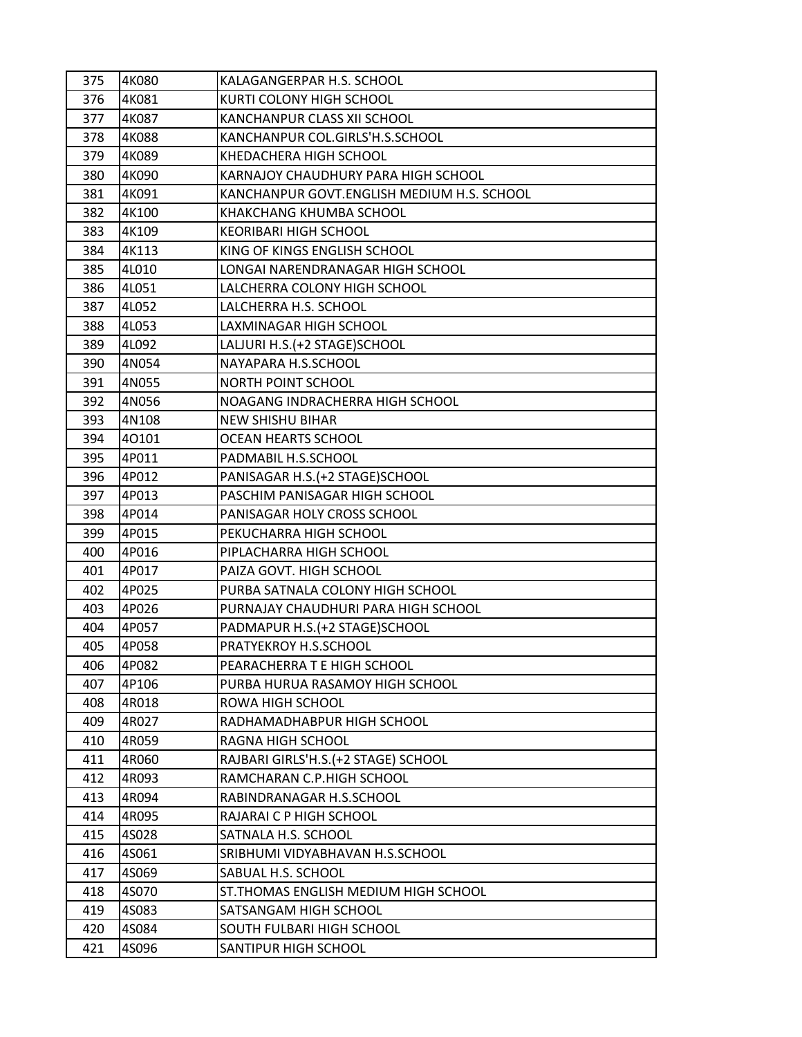| 375 | 4K080 | KALAGANGERPAR H.S. SCHOOL |
|---|---|---|
| 376 | 4K081 | KURTI COLONY HIGH SCHOOL |
| 377 | 4K087 | KANCHANPUR CLASS XII SCHOOL |
| 378 | 4K088 | KANCHANPUR COL.GIRLS'H.S.SCHOOL |
| 379 | 4K089 | KHEDACHERA HIGH SCHOOL |
| 380 | 4K090 | KARNAJOY CHAUDHURY PARA HIGH SCHOOL |
| 381 | 4K091 | KANCHANPUR GOVT.ENGLISH MEDIUM H.S. SCHOOL |
| 382 | 4K100 | KHAKCHANG KHUMBA SCHOOL |
| 383 | 4K109 | KEORIBARI HIGH SCHOOL |
| 384 | 4K113 | KING OF KINGS ENGLISH SCHOOL |
| 385 | 4L010 | LONGAI NARENDRANAGAR HIGH SCHOOL |
| 386 | 4L051 | LALCHERRA COLONY HIGH SCHOOL |
| 387 | 4L052 | LALCHERRA H.S. SCHOOL |
| 388 | 4L053 | LAXMINAGAR HIGH SCHOOL |
| 389 | 4L092 | LALJURI H.S.(+2 STAGE)SCHOOL |
| 390 | 4N054 | NAYAPARA H.S.SCHOOL |
| 391 | 4N055 | NORTH POINT SCHOOL |
| 392 | 4N056 | NOAGANG INDRACHERRA HIGH SCHOOL |
| 393 | 4N108 | NEW SHISHU BIHAR |
| 394 | 4O101 | OCEAN HEARTS SCHOOL |
| 395 | 4P011 | PADMABIL H.S.SCHOOL |
| 396 | 4P012 | PANISAGAR H.S.(+2 STAGE)SCHOOL |
| 397 | 4P013 | PASCHIM PANISAGAR HIGH SCHOOL |
| 398 | 4P014 | PANISAGAR HOLY CROSS SCHOOL |
| 399 | 4P015 | PEKUCHARRA HIGH SCHOOL |
| 400 | 4P016 | PIPLACHARRA HIGH SCHOOL |
| 401 | 4P017 | PAIZA GOVT. HIGH SCHOOL |
| 402 | 4P025 | PURBA SATNALA COLONY HIGH SCHOOL |
| 403 | 4P026 | PURNAJAY CHAUDHURI PARA HIGH SCHOOL |
| 404 | 4P057 | PADMAPUR H.S.(+2 STAGE)SCHOOL |
| 405 | 4P058 | PRATYEKROY H.S.SCHOOL |
| 406 | 4P082 | PEARACHERRA T E HIGH SCHOOL |
| 407 | 4P106 | PURBA HURUA RASAMOY HIGH SCHOOL |
| 408 | 4R018 | ROWA HIGH SCHOOL |
| 409 | 4R027 | RADHAMADHABPUR HIGH SCHOOL |
| 410 | 4R059 | RAGNA HIGH SCHOOL |
| 411 | 4R060 | RAJBARI GIRLS'H.S.(+2 STAGE) SCHOOL |
| 412 | 4R093 | RAMCHARAN C.P.HIGH SCHOOL |
| 413 | 4R094 | RABINDRANAGAR H.S.SCHOOL |
| 414 | 4R095 | RAJARAI C P HIGH SCHOOL |
| 415 | 4S028 | SATNALA H.S. SCHOOL |
| 416 | 4S061 | SRIBHUMI VIDYABHAVAN H.S.SCHOOL |
| 417 | 4S069 | SABUAL H.S. SCHOOL |
| 418 | 4S070 | ST.THOMAS ENGLISH MEDIUM HIGH SCHOOL |
| 419 | 4S083 | SATSANGAM HIGH SCHOOL |
| 420 | 4S084 | SOUTH FULBARI HIGH SCHOOL |
| 421 | 4S096 | SANTIPUR HIGH SCHOOL |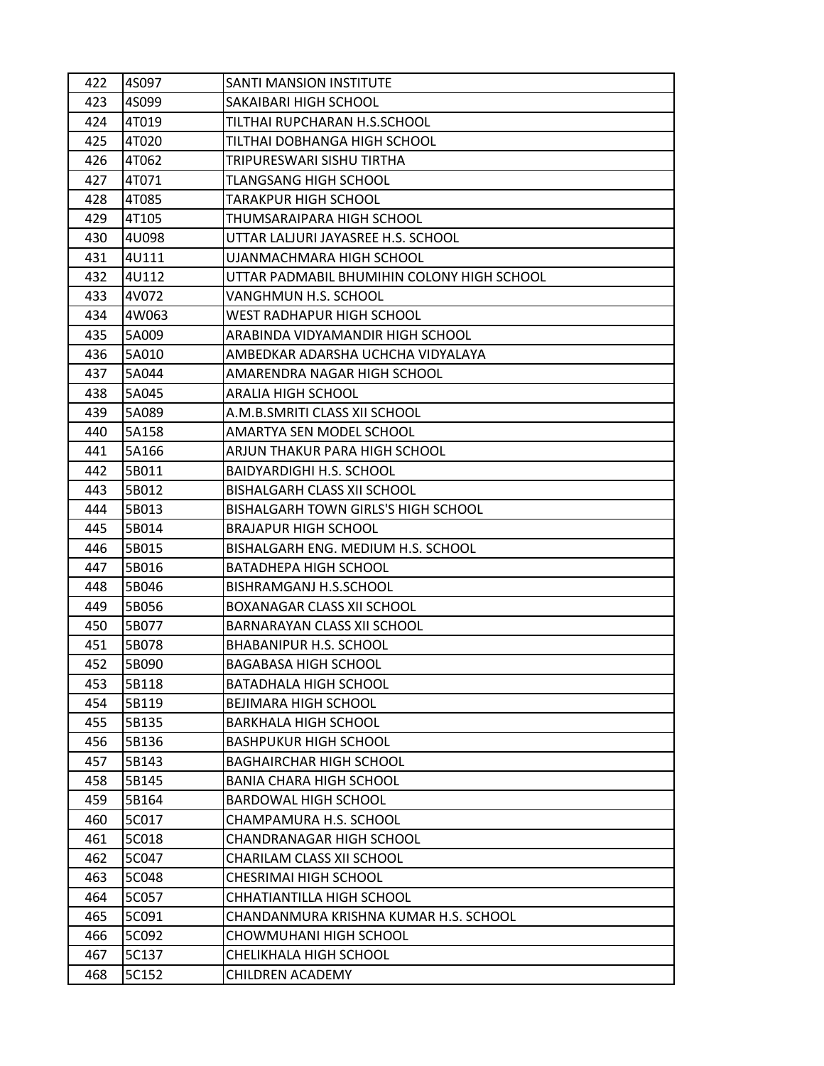| 422 | 4S097 | SANTI MANSION INSTITUTE |
|---|---|---|
| 423 | 4S099 | SAKAIBARI HIGH SCHOOL |
| 424 | 4T019 | TILTHAI RUPCHARAN H.S.SCHOOL |
| 425 | 4T020 | TILTHAI DOBHANGA HIGH SCHOOL |
| 426 | 4T062 | TRIPURESWARI SISHU TIRTHA |
| 427 | 4T071 | TLANGSANG HIGH SCHOOL |
| 428 | 4T085 | TARAKPUR HIGH SCHOOL |
| 429 | 4T105 | THUMSARAIPARA HIGH SCHOOL |
| 430 | 4U098 | UTTAR LALJURI JAYASREE H.S. SCHOOL |
| 431 | 4U111 | UJANMACHMARA HIGH SCHOOL |
| 432 | 4U112 | UTTAR PADMABIL BHUMIHIN COLONY HIGH SCHOOL |
| 433 | 4V072 | VANGHMUN H.S. SCHOOL |
| 434 | 4W063 | WEST RADHAPUR HIGH SCHOOL |
| 435 | 5A009 | ARABINDA VIDYAMANDIR HIGH SCHOOL |
| 436 | 5A010 | AMBEDKAR ADARSHA UCHCHA VIDYALAYA |
| 437 | 5A044 | AMARENDRA NAGAR HIGH SCHOOL |
| 438 | 5A045 | ARALIA HIGH SCHOOL |
| 439 | 5A089 | A.M.B.SMRITI CLASS XII SCHOOL |
| 440 | 5A158 | AMARTYA SEN MODEL SCHOOL |
| 441 | 5A166 | ARJUN THAKUR PARA HIGH SCHOOL |
| 442 | 5B011 | BAIDYARDIGHI H.S. SCHOOL |
| 443 | 5B012 | BISHALGARH CLASS XII SCHOOL |
| 444 | 5B013 | BISHALGARH TOWN GIRLS'S HIGH SCHOOL |
| 445 | 5B014 | BRAJAPUR HIGH SCHOOL |
| 446 | 5B015 | BISHALGARH ENG. MEDIUM H.S. SCHOOL |
| 447 | 5B016 | BATADHEPA HIGH SCHOOL |
| 448 | 5B046 | BISHRAMGANJ H.S.SCHOOL |
| 449 | 5B056 | BOXANAGAR CLASS XII SCHOOL |
| 450 | 5B077 | BARNARAYAN CLASS XII SCHOOL |
| 451 | 5B078 | BHABANIPUR H.S. SCHOOL |
| 452 | 5B090 | BAGABASA HIGH SCHOOL |
| 453 | 5B118 | BATADHALA HIGH SCHOOL |
| 454 | 5B119 | BEJIMARA HIGH SCHOOL |
| 455 | 5B135 | BARKHALA HIGH SCHOOL |
| 456 | 5B136 | BASHPUKUR HIGH SCHOOL |
| 457 | 5B143 | BAGHAIRCHAR HIGH SCHOOL |
| 458 | 5B145 | BANIA CHARA HIGH SCHOOL |
| 459 | 5B164 | BARDOWAL HIGH SCHOOL |
| 460 | 5C017 | CHAMPAMURA H.S. SCHOOL |
| 461 | 5C018 | CHANDRANAGAR HIGH SCHOOL |
| 462 | 5C047 | CHARILAM CLASS XII SCHOOL |
| 463 | 5C048 | CHESRIMAI HIGH SCHOOL |
| 464 | 5C057 | CHHATIANTILLA HIGH SCHOOL |
| 465 | 5C091 | CHANDANMURA KRISHNA KUMAR H.S. SCHOOL |
| 466 | 5C092 | CHOWMUHANI HIGH SCHOOL |
| 467 | 5C137 | CHELIKHALA HIGH SCHOOL |
| 468 | 5C152 | CHILDREN ACADEMY |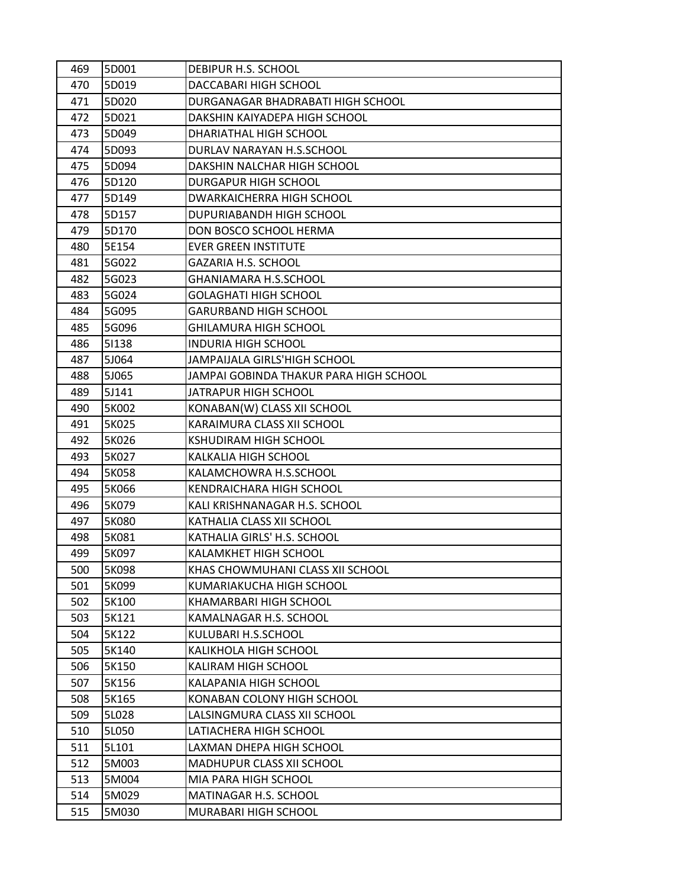| 469 | 5D001 | DEBIPUR H.S. SCHOOL |
|---|---|---|
| 470 | 5D019 | DACCABARI HIGH SCHOOL |
| 471 | 5D020 | DURGANAGAR BHADRABATI HIGH SCHOOL |
| 472 | 5D021 | DAKSHIN KAIYADEPA HIGH SCHOOL |
| 473 | 5D049 | DHARIATHAL HIGH SCHOOL |
| 474 | 5D093 | DURLAV NARAYAN H.S.SCHOOL |
| 475 | 5D094 | DAKSHIN NALCHAR HIGH SCHOOL |
| 476 | 5D120 | DURGAPUR HIGH SCHOOL |
| 477 | 5D149 | DWARKAICHERRA HIGH SCHOOL |
| 478 | 5D157 | DUPURIABANDH HIGH SCHOOL |
| 479 | 5D170 | DON BOSCO SCHOOL HERMA |
| 480 | 5E154 | EVER GREEN INSTITUTE |
| 481 | 5G022 | GAZARIA H.S. SCHOOL |
| 482 | 5G023 | GHANIAMARA H.S.SCHOOL |
| 483 | 5G024 | GOLAGHATI HIGH SCHOOL |
| 484 | 5G095 | GARURBAND HIGH SCHOOL |
| 485 | 5G096 | GHILAMURA HIGH SCHOOL |
| 486 | 5I138 | INDURIA HIGH SCHOOL |
| 487 | 5J064 | JAMPAIJALA GIRLS'HIGH SCHOOL |
| 488 | 5J065 | JAMPAI GOBINDA THAKUR PARA HIGH SCHOOL |
| 489 | 5J141 | JATRAPUR HIGH SCHOOL |
| 490 | 5K002 | KONABAN(W) CLASS XII SCHOOL |
| 491 | 5K025 | KARAIMURA CLASS XII SCHOOL |
| 492 | 5K026 | KSHUDIRAM HIGH SCHOOL |
| 493 | 5K027 | KALKALIA HIGH SCHOOL |
| 494 | 5K058 | KALAMCHOWRA H.S.SCHOOL |
| 495 | 5K066 | KENDRAICHARA HIGH SCHOOL |
| 496 | 5K079 | KALI KRISHNANAGAR H.S. SCHOOL |
| 497 | 5K080 | KATHALIA CLASS XII SCHOOL |
| 498 | 5K081 | KATHALIA GIRLS' H.S. SCHOOL |
| 499 | 5K097 | KALAMKHET HIGH SCHOOL |
| 500 | 5K098 | KHAS CHOWMUHANI CLASS XII SCHOOL |
| 501 | 5K099 | KUMARIAKUCHA HIGH SCHOOL |
| 502 | 5K100 | KHAMARBARI HIGH SCHOOL |
| 503 | 5K121 | KAMALNAGAR H.S. SCHOOL |
| 504 | 5K122 | KULUBARI H.S.SCHOOL |
| 505 | 5K140 | KALIKHOLA HIGH SCHOOL |
| 506 | 5K150 | KALIRAM HIGH SCHOOL |
| 507 | 5K156 | KALAPANIA HIGH SCHOOL |
| 508 | 5K165 | KONABAN COLONY HIGH SCHOOL |
| 509 | 5L028 | LALSINGMURA CLASS XII SCHOOL |
| 510 | 5L050 | LATIACHERA HIGH SCHOOL |
| 511 | 5L101 | LAXMAN DHEPA HIGH SCHOOL |
| 512 | 5M003 | MADHUPUR CLASS XII SCHOOL |
| 513 | 5M004 | MIA PARA HIGH SCHOOL |
| 514 | 5M029 | MATINAGAR H.S. SCHOOL |
| 515 | 5M030 | MURABARI HIGH SCHOOL |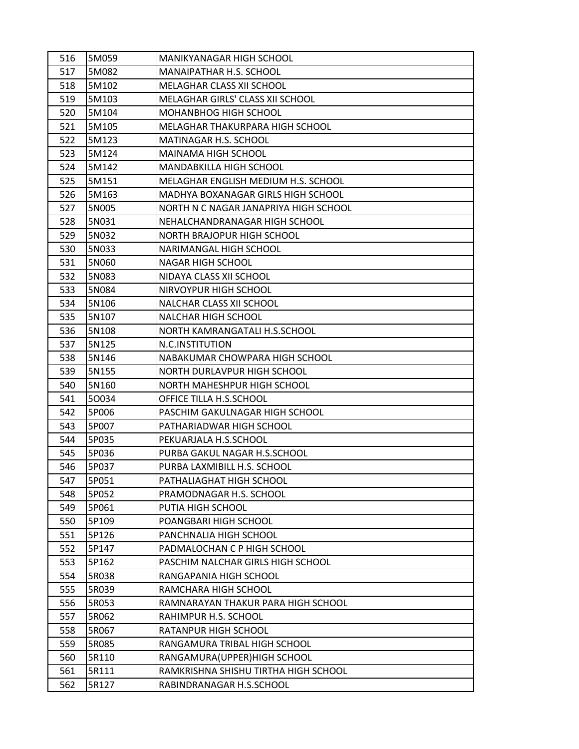| | | |
|---|---|---|
| 516 | 5M059 | MANIKYANAGAR HIGH SCHOOL |
| 517 | 5M082 | MANAIPATHAR H.S. SCHOOL |
| 518 | 5M102 | MELAGHAR CLASS XII SCHOOL |
| 519 | 5M103 | MELAGHAR GIRLS' CLASS XII SCHOOL |
| 520 | 5M104 | MOHANBHOG HIGH SCHOOL |
| 521 | 5M105 | MELAGHAR THAKURPARA HIGH SCHOOL |
| 522 | 5M123 | MATINAGAR H.S. SCHOOL |
| 523 | 5M124 | MAINAMA HIGH SCHOOL |
| 524 | 5M142 | MANDABKILLA HIGH SCHOOL |
| 525 | 5M151 | MELAGHAR ENGLISH MEDIUM H.S. SCHOOL |
| 526 | 5M163 | MADHYA BOXANAGAR GIRLS HIGH SCHOOL |
| 527 | 5N005 | NORTH N C NAGAR JANAPRIYA HIGH SCHOOL |
| 528 | 5N031 | NEHALCHANDRANAGAR HIGH SCHOOL |
| 529 | 5N032 | NORTH BRAJOPUR HIGH SCHOOL |
| 530 | 5N033 | NARIMANGAL HIGH SCHOOL |
| 531 | 5N060 | NAGAR HIGH SCHOOL |
| 532 | 5N083 | NIDAYA CLASS XII SCHOOL |
| 533 | 5N084 | NIRVOYPUR HIGH SCHOOL |
| 534 | 5N106 | NALCHAR CLASS XII SCHOOL |
| 535 | 5N107 | NALCHAR HIGH SCHOOL |
| 536 | 5N108 | NORTH KAMRANGATALI H.S.SCHOOL |
| 537 | 5N125 | N.C.INSTITUTION |
| 538 | 5N146 | NABAKUMAR CHOWPARA HIGH SCHOOL |
| 539 | 5N155 | NORTH DURLAVPUR HIGH SCHOOL |
| 540 | 5N160 | NORTH MAHESHPUR HIGH SCHOOL |
| 541 | 5O034 | OFFICE TILLA H.S.SCHOOL |
| 542 | 5P006 | PASCHIM GAKULNAGAR HIGH SCHOOL |
| 543 | 5P007 | PATHARIADWAR HIGH SCHOOL |
| 544 | 5P035 | PEKUARJALA H.S.SCHOOL |
| 545 | 5P036 | PURBA GAKUL NAGAR H.S.SCHOOL |
| 546 | 5P037 | PURBA LAXMIBILL H.S. SCHOOL |
| 547 | 5P051 | PATHALIAGHAT HIGH SCHOOL |
| 548 | 5P052 | PRAMODNAGAR H.S. SCHOOL |
| 549 | 5P061 | PUTIA HIGH SCHOOL |
| 550 | 5P109 | POANGBARI HIGH SCHOOL |
| 551 | 5P126 | PANCHNALIA HIGH SCHOOL |
| 552 | 5P147 | PADMALOCHAN C P HIGH SCHOOL |
| 553 | 5P162 | PASCHIM NALCHAR GIRLS HIGH SCHOOL |
| 554 | 5R038 | RANGAPANIA HIGH SCHOOL |
| 555 | 5R039 | RAMCHARA HIGH SCHOOL |
| 556 | 5R053 | RAMNARAYAN THAKUR PARA HIGH SCHOOL |
| 557 | 5R062 | RAHIMPUR H.S. SCHOOL |
| 558 | 5R067 | RATANPUR HIGH SCHOOL |
| 559 | 5R085 | RANGAMURA TRIBAL HIGH SCHOOL |
| 560 | 5R110 | RANGAMURA(UPPER)HIGH SCHOOL |
| 561 | 5R111 | RAMKRISHNA SHISHU TIRTHA HIGH SCHOOL |
| 562 | 5R127 | RABINDRANAGAR H.S.SCHOOL |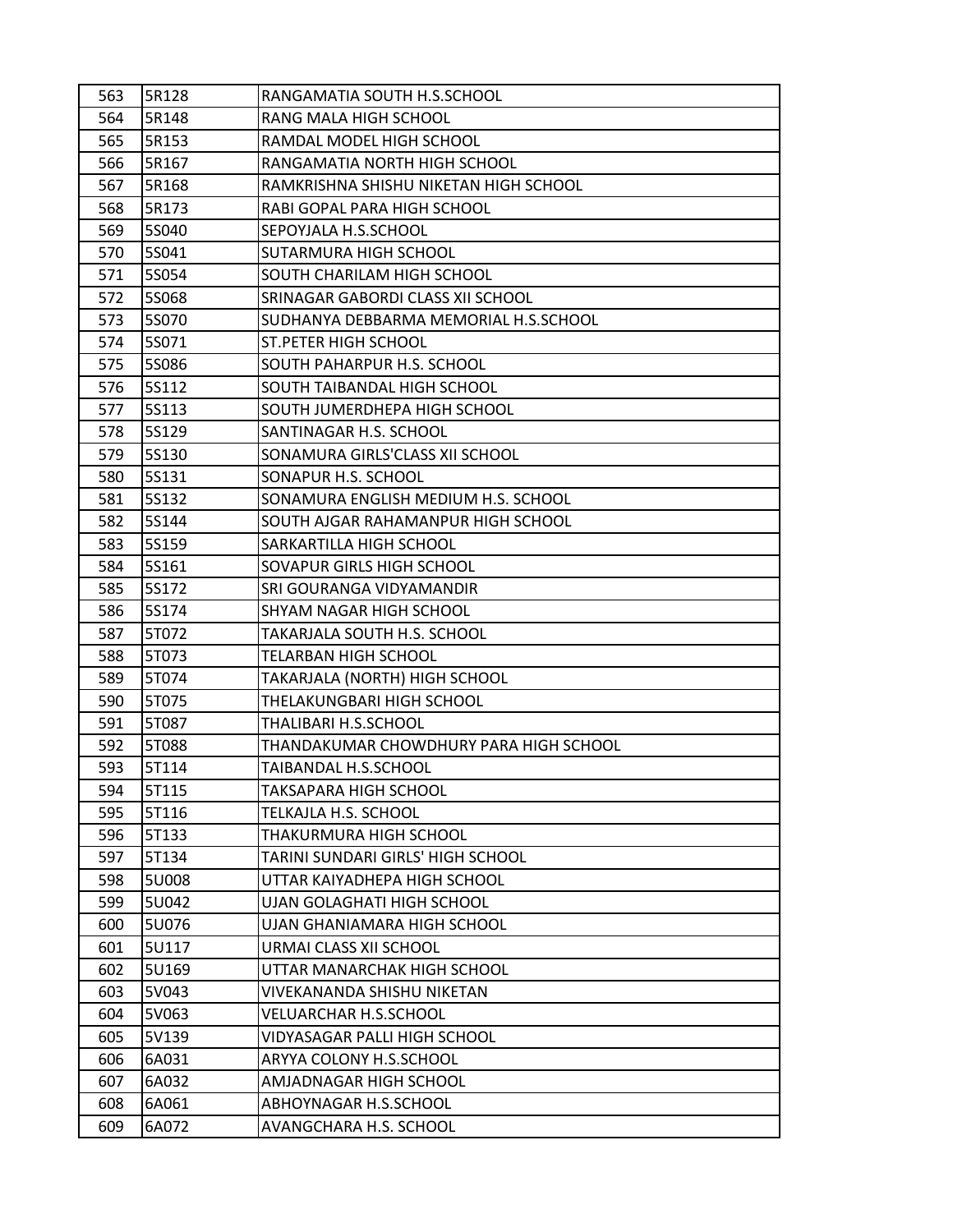| 563 | 5R128 | RANGAMATIA SOUTH H.S.SCHOOL |
|---|---|---|
| 564 | 5R148 | RANG MALA HIGH SCHOOL |
| 565 | 5R153 | RAMDAL MODEL HIGH SCHOOL |
| 566 | 5R167 | RANGAMATIA NORTH HIGH SCHOOL |
| 567 | 5R168 | RAMKRISHNA SHISHU NIKETAN HIGH SCHOOL |
| 568 | 5R173 | RABI GOPAL PARA HIGH SCHOOL |
| 569 | 5S040 | SEPOYJALA H.S.SCHOOL |
| 570 | 5S041 | SUTARMURA HIGH SCHOOL |
| 571 | 5S054 | SOUTH CHARILAM HIGH SCHOOL |
| 572 | 5S068 | SRINAGAR GABORDI CLASS XII SCHOOL |
| 573 | 5S070 | SUDHANYA DEBBARMA MEMORIAL H.S.SCHOOL |
| 574 | 5S071 | ST.PETER HIGH SCHOOL |
| 575 | 5S086 | SOUTH PAHARPUR H.S. SCHOOL |
| 576 | 5S112 | SOUTH TAIBANDAL HIGH SCHOOL |
| 577 | 5S113 | SOUTH JUMERDHEPA HIGH SCHOOL |
| 578 | 5S129 | SANTINAGAR H.S. SCHOOL |
| 579 | 5S130 | SONAMURA GIRLS'CLASS XII SCHOOL |
| 580 | 5S131 | SONAPUR H.S. SCHOOL |
| 581 | 5S132 | SONAMURA ENGLISH MEDIUM H.S. SCHOOL |
| 582 | 5S144 | SOUTH AJGAR RAHAMANPUR HIGH SCHOOL |
| 583 | 5S159 | SARKARTILLA HIGH SCHOOL |
| 584 | 5S161 | SOVAPUR GIRLS HIGH SCHOOL |
| 585 | 5S172 | SRI GOURANGA VIDYAMANDIR |
| 586 | 5S174 | SHYAM NAGAR HIGH SCHOOL |
| 587 | 5T072 | TAKARJALA SOUTH H.S. SCHOOL |
| 588 | 5T073 | TELARBAN HIGH SCHOOL |
| 589 | 5T074 | TAKARJALA (NORTH) HIGH SCHOOL |
| 590 | 5T075 | THELAKUNGBARI HIGH SCHOOL |
| 591 | 5T087 | THALIBARI H.S.SCHOOL |
| 592 | 5T088 | THANDAKUMAR CHOWDHURY PARA HIGH SCHOOL |
| 593 | 5T114 | TAIBANDAL H.S.SCHOOL |
| 594 | 5T115 | TAKSAPARA HIGH SCHOOL |
| 595 | 5T116 | TELKAJLA H.S. SCHOOL |
| 596 | 5T133 | THAKURMURA HIGH SCHOOL |
| 597 | 5T134 | TARINI SUNDARI GIRLS' HIGH SCHOOL |
| 598 | 5U008 | UTTAR KAIYADHEPA HIGH SCHOOL |
| 599 | 5U042 | UJAN GOLAGHATI HIGH SCHOOL |
| 600 | 5U076 | UJAN GHANIAMARA HIGH SCHOOL |
| 601 | 5U117 | URMAI CLASS XII SCHOOL |
| 602 | 5U169 | UTTAR MANARCHAK HIGH SCHOOL |
| 603 | 5V043 | VIVEKANANDA SHISHU NIKETAN |
| 604 | 5V063 | VELUARCHAR H.S.SCHOOL |
| 605 | 5V139 | VIDYASAGAR PALLI HIGH SCHOOL |
| 606 | 6A031 | ARYYA COLONY H.S.SCHOOL |
| 607 | 6A032 | AMJADNAGAR HIGH SCHOOL |
| 608 | 6A061 | ABHOYNAGAR H.S.SCHOOL |
| 609 | 6A072 | AVANGCHARA H.S. SCHOOL |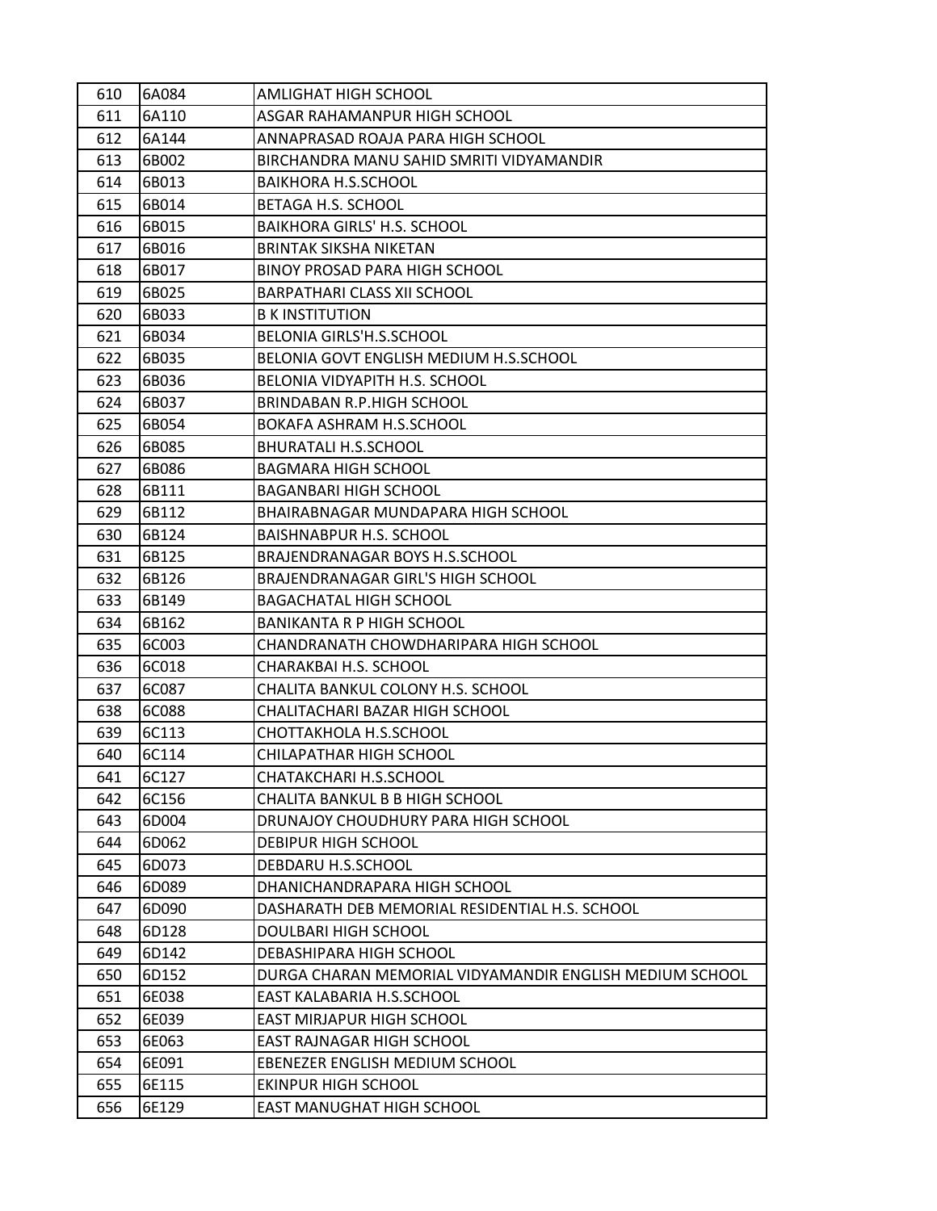| 610 | 6A084 | AMLIGHAT HIGH SCHOOL |
|---|---|---|
| 611 | 6A110 | ASGAR RAHAMANPUR HIGH SCHOOL |
| 612 | 6A144 | ANNAPRASAD ROAJA PARA HIGH SCHOOL |
| 613 | 6B002 | BIRCHANDRA MANU SAHID SMRITI VIDYAMANDIR |
| 614 | 6B013 | BAIKHORA H.S.SCHOOL |
| 615 | 6B014 | BETAGA H.S. SCHOOL |
| 616 | 6B015 | BAIKHORA GIRLS' H.S. SCHOOL |
| 617 | 6B016 | BRINTAK SIKSHA NIKETAN |
| 618 | 6B017 | BINOY PROSAD PARA HIGH SCHOOL |
| 619 | 6B025 | BARPATHARI CLASS XII SCHOOL |
| 620 | 6B033 | B K INSTITUTION |
| 621 | 6B034 | BELONIA GIRLS'H.S.SCHOOL |
| 622 | 6B035 | BELONIA GOVT ENGLISH MEDIUM H.S.SCHOOL |
| 623 | 6B036 | BELONIA VIDYAPITH H.S. SCHOOL |
| 624 | 6B037 | BRINDABAN R.P.HIGH SCHOOL |
| 625 | 6B054 | BOKAFA ASHRAM H.S.SCHOOL |
| 626 | 6B085 | BHURATALI H.S.SCHOOL |
| 627 | 6B086 | BAGMARA HIGH SCHOOL |
| 628 | 6B111 | BAGANBARI HIGH SCHOOL |
| 629 | 6B112 | BHAIRABNAGAR MUNDAPARA HIGH SCHOOL |
| 630 | 6B124 | BAISHNABPUR H.S. SCHOOL |
| 631 | 6B125 | BRAJENDRANAGAR BOYS H.S.SCHOOL |
| 632 | 6B126 | BRAJENDRANAGAR GIRL'S HIGH SCHOOL |
| 633 | 6B149 | BAGACHATAL HIGH SCHOOL |
| 634 | 6B162 | BANIKANTA R P HIGH SCHOOL |
| 635 | 6C003 | CHANDRANATH CHOWDHARIPARA HIGH SCHOOL |
| 636 | 6C018 | CHARAKBAI H.S. SCHOOL |
| 637 | 6C087 | CHALITA BANKUL COLONY H.S. SCHOOL |
| 638 | 6C088 | CHALITACHARI BAZAR HIGH SCHOOL |
| 639 | 6C113 | CHOTTAKHOLA H.S.SCHOOL |
| 640 | 6C114 | CHILAPATHAR HIGH SCHOOL |
| 641 | 6C127 | CHATAKCHARI H.S.SCHOOL |
| 642 | 6C156 | CHALITA BANKUL B B HIGH SCHOOL |
| 643 | 6D004 | DRUNAJOY CHOUDHURY PARA HIGH SCHOOL |
| 644 | 6D062 | DEBIPUR HIGH SCHOOL |
| 645 | 6D073 | DEBDARU H.S.SCHOOL |
| 646 | 6D089 | DHANICHANDRAPARA HIGH SCHOOL |
| 647 | 6D090 | DASHARATH DEB MEMORIAL RESIDENTIAL H.S. SCHOOL |
| 648 | 6D128 | DOULBARI HIGH SCHOOL |
| 649 | 6D142 | DEBASHIPARA HIGH SCHOOL |
| 650 | 6D152 | DURGA CHARAN MEMORIAL VIDYAMANDIR ENGLISH MEDIUM SCHOOL |
| 651 | 6E038 | EAST KALABARIA H.S.SCHOOL |
| 652 | 6E039 | EAST MIRJAPUR HIGH SCHOOL |
| 653 | 6E063 | EAST RAJNAGAR HIGH SCHOOL |
| 654 | 6E091 | EBENEZER ENGLISH MEDIUM SCHOOL |
| 655 | 6E115 | EKINPUR HIGH SCHOOL |
| 656 | 6E129 | EAST MANUGHAT HIGH SCHOOL |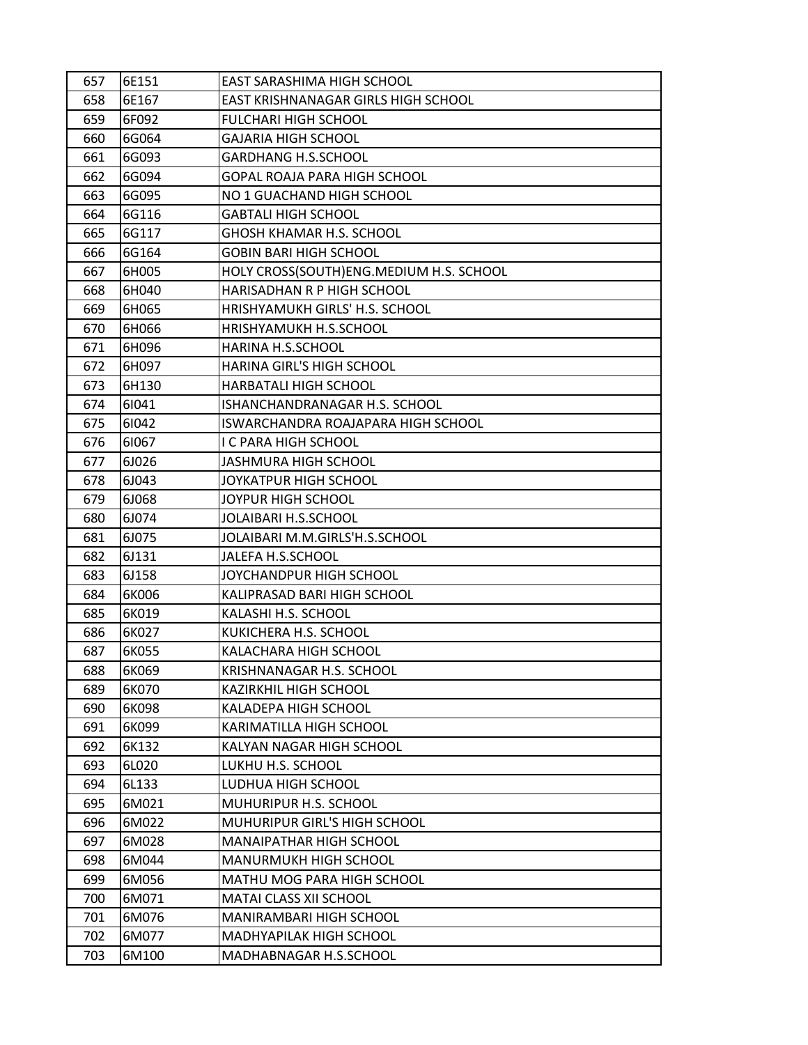| 657 | 6E151 | EAST SARASHIMA HIGH SCHOOL |
|---|---|---|
| 658 | 6E167 | EAST KRISHNANAGAR GIRLS HIGH SCHOOL |
| 659 | 6F092 | FULCHARI HIGH SCHOOL |
| 660 | 6G064 | GAJARIA HIGH SCHOOL |
| 661 | 6G093 | GARDHANG H.S.SCHOOL |
| 662 | 6G094 | GOPAL ROAJA PARA HIGH SCHOOL |
| 663 | 6G095 | NO 1 GUACHAND HIGH SCHOOL |
| 664 | 6G116 | GABTALI HIGH SCHOOL |
| 665 | 6G117 | GHOSH KHAMAR H.S. SCHOOL |
| 666 | 6G164 | GOBIN BARI HIGH SCHOOL |
| 667 | 6H005 | HOLY CROSS(SOUTH)ENG.MEDIUM H.S. SCHOOL |
| 668 | 6H040 | HARISADHAN R P HIGH SCHOOL |
| 669 | 6H065 | HRISHYAMUKH GIRLS' H.S. SCHOOL |
| 670 | 6H066 | HRISHYAMUKH H.S.SCHOOL |
| 671 | 6H096 | HARINA H.S.SCHOOL |
| 672 | 6H097 | HARINA GIRL'S HIGH SCHOOL |
| 673 | 6H130 | HARBATALI HIGH SCHOOL |
| 674 | 6I041 | ISHANCHANDRANAGAR H.S. SCHOOL |
| 675 | 6I042 | ISWARCHANDRA ROAJAPARA HIGH SCHOOL |
| 676 | 6I067 | I C PARA HIGH SCHOOL |
| 677 | 6J026 | JASHMURA HIGH SCHOOL |
| 678 | 6J043 | JOYKATPUR HIGH SCHOOL |
| 679 | 6J068 | JOYPUR HIGH SCHOOL |
| 680 | 6J074 | JOLAIBARI H.S.SCHOOL |
| 681 | 6J075 | JOLAIBARI M.M.GIRLS'H.S.SCHOOL |
| 682 | 6J131 | JALEFA H.S.SCHOOL |
| 683 | 6J158 | JOYCHANDPUR HIGH SCHOOL |
| 684 | 6K006 | KALIPRASAD BARI HIGH SCHOOL |
| 685 | 6K019 | KALASHI H.S. SCHOOL |
| 686 | 6K027 | KUKICHERA H.S. SCHOOL |
| 687 | 6K055 | KALACHARA HIGH SCHOOL |
| 688 | 6K069 | KRISHNANAGAR H.S. SCHOOL |
| 689 | 6K070 | KAZIRKHIL HIGH SCHOOL |
| 690 | 6K098 | KALADEPA HIGH SCHOOL |
| 691 | 6K099 | KARIMATILLA HIGH SCHOOL |
| 692 | 6K132 | KALYAN NAGAR HIGH SCHOOL |
| 693 | 6L020 | LUKHU H.S. SCHOOL |
| 694 | 6L133 | LUDHUA HIGH SCHOOL |
| 695 | 6M021 | MUHURIPUR H.S. SCHOOL |
| 696 | 6M022 | MUHURIPUR GIRL'S HIGH SCHOOL |
| 697 | 6M028 | MANAIPATHAR HIGH SCHOOL |
| 698 | 6M044 | MANURMUKH HIGH SCHOOL |
| 699 | 6M056 | MATHU MOG PARA HIGH SCHOOL |
| 700 | 6M071 | MATAI CLASS XII SCHOOL |
| 701 | 6M076 | MANIRAMBARI HIGH SCHOOL |
| 702 | 6M077 | MADHYAPILAK HIGH SCHOOL |
| 703 | 6M100 | MADHABNAGAR H.S.SCHOOL |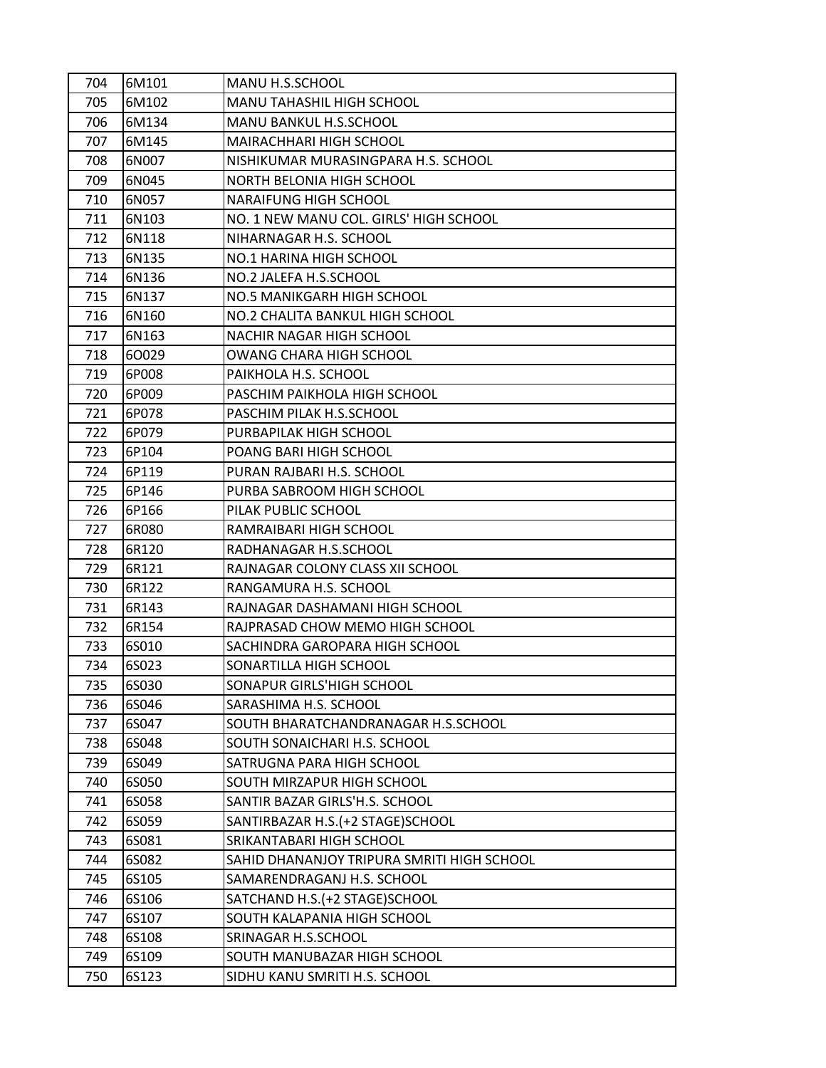| | | |
|---|---|---|
| 704 | 6M101 | MANU H.S.SCHOOL |
| 705 | 6M102 | MANU TAHASHIL HIGH SCHOOL |
| 706 | 6M134 | MANU BANKUL H.S.SCHOOL |
| 707 | 6M145 | MAIRACHHARI HIGH SCHOOL |
| 708 | 6N007 | NISHIKUMAR MURASINGPARA H.S. SCHOOL |
| 709 | 6N045 | NORTH BELONIA HIGH SCHOOL |
| 710 | 6N057 | NARAIFUNG HIGH SCHOOL |
| 711 | 6N103 | NO. 1 NEW MANU COL. GIRLS' HIGH SCHOOL |
| 712 | 6N118 | NIHARNAGAR H.S. SCHOOL |
| 713 | 6N135 | NO.1 HARINA HIGH SCHOOL |
| 714 | 6N136 | NO.2 JALEFA H.S.SCHOOL |
| 715 | 6N137 | NO.5 MANIKGARH HIGH SCHOOL |
| 716 | 6N160 | NO.2 CHALITA BANKUL HIGH SCHOOL |
| 717 | 6N163 | NACHIR NAGAR HIGH SCHOOL |
| 718 | 6O029 | OWANG CHARA HIGH SCHOOL |
| 719 | 6P008 | PAIKHOLA H.S. SCHOOL |
| 720 | 6P009 | PASCHIM PAIKHOLA HIGH SCHOOL |
| 721 | 6P078 | PASCHIM PILAK H.S.SCHOOL |
| 722 | 6P079 | PURBAPILAK HIGH SCHOOL |
| 723 | 6P104 | POANG BARI HIGH SCHOOL |
| 724 | 6P119 | PURAN RAJBARI H.S. SCHOOL |
| 725 | 6P146 | PURBA SABROOM HIGH SCHOOL |
| 726 | 6P166 | PILAK PUBLIC SCHOOL |
| 727 | 6R080 | RAMRAIBARI HIGH SCHOOL |
| 728 | 6R120 | RADHANAGAR H.S.SCHOOL |
| 729 | 6R121 | RAJNAGAR COLONY CLASS XII SCHOOL |
| 730 | 6R122 | RANGAMURA H.S. SCHOOL |
| 731 | 6R143 | RAJNAGAR DASHAMANI HIGH SCHOOL |
| 732 | 6R154 | RAJPRASAD CHOW MEMO HIGH SCHOOL |
| 733 | 6S010 | SACHINDRA GAROPARA HIGH SCHOOL |
| 734 | 6S023 | SONARTILLA HIGH SCHOOL |
| 735 | 6S030 | SONAPUR GIRLS'HIGH SCHOOL |
| 736 | 6S046 | SARASHIMA H.S. SCHOOL |
| 737 | 6S047 | SOUTH BHARATCHANDRANAGAR H.S.SCHOOL |
| 738 | 6S048 | SOUTH SONAICHARI H.S. SCHOOL |
| 739 | 6S049 | SATRUGNA PARA HIGH SCHOOL |
| 740 | 6S050 | SOUTH MIRZAPUR HIGH SCHOOL |
| 741 | 6S058 | SANTIR BAZAR GIRLS'H.S. SCHOOL |
| 742 | 6S059 | SANTIRBAZAR H.S.(+2 STAGE)SCHOOL |
| 743 | 6S081 | SRIKANTABARI HIGH SCHOOL |
| 744 | 6S082 | SAHID DHANANJOY TRIPURA SMRITI HIGH SCHOOL |
| 745 | 6S105 | SAMARENDRAGANJ H.S. SCHOOL |
| 746 | 6S106 | SATCHAND H.S.(+2 STAGE)SCHOOL |
| 747 | 6S107 | SOUTH KALAPANIA HIGH SCHOOL |
| 748 | 6S108 | SRINAGAR H.S.SCHOOL |
| 749 | 6S109 | SOUTH MANUBAZAR HIGH SCHOOL |
| 750 | 6S123 | SIDHU KANU SMRITI H.S. SCHOOL |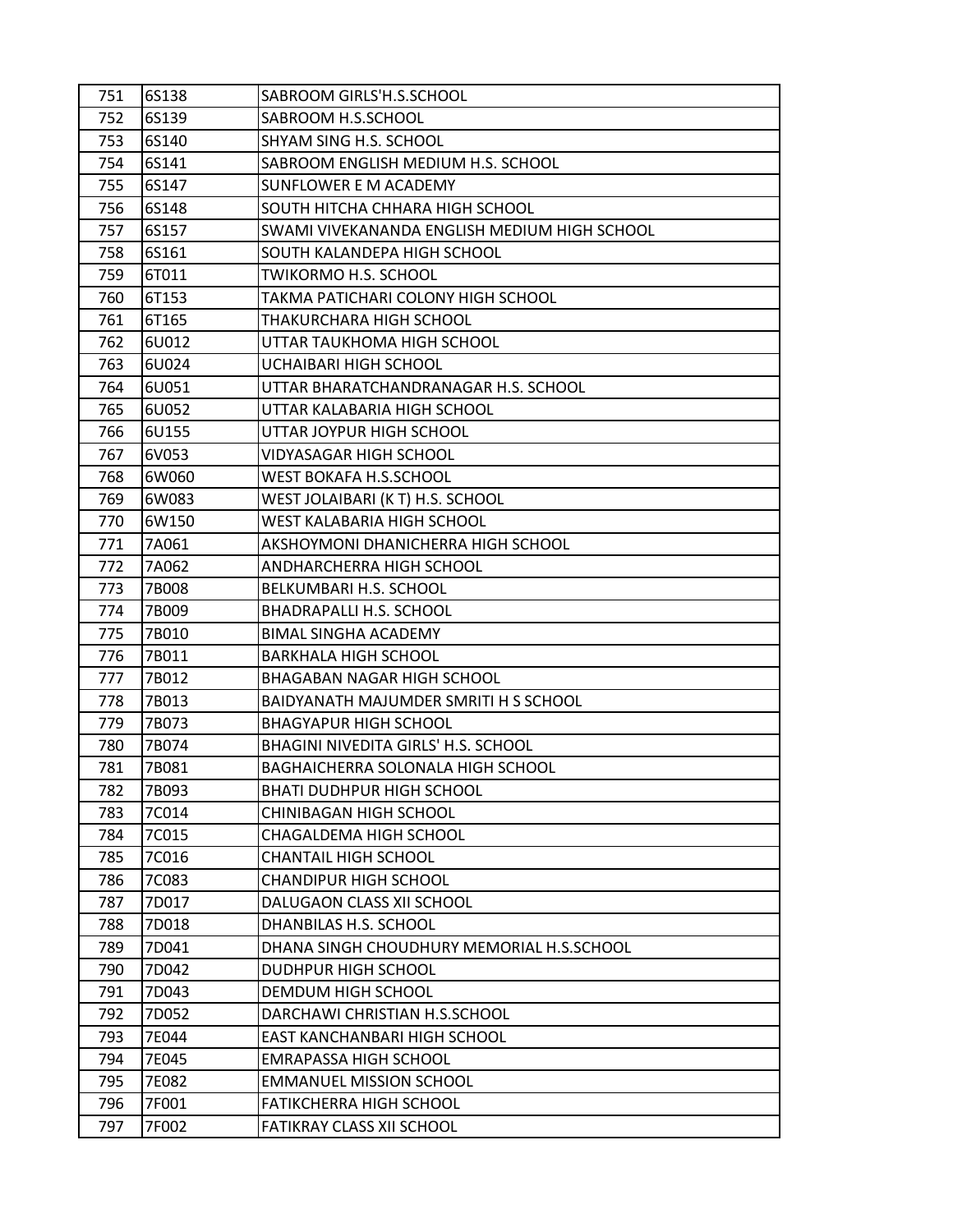| | | |
|---|---|---|
| 751 | 6S138 | SABROOM GIRLS'H.S.SCHOOL |
| 752 | 6S139 | SABROOM H.S.SCHOOL |
| 753 | 6S140 | SHYAM SING H.S. SCHOOL |
| 754 | 6S141 | SABROOM ENGLISH MEDIUM H.S. SCHOOL |
| 755 | 6S147 | SUNFLOWER E M ACADEMY |
| 756 | 6S148 | SOUTH HITCHA CHHARA HIGH SCHOOL |
| 757 | 6S157 | SWAMI VIVEKANANDA ENGLISH MEDIUM HIGH SCHOOL |
| 758 | 6S161 | SOUTH KALANDEPA HIGH SCHOOL |
| 759 | 6T011 | TWIKORMO H.S. SCHOOL |
| 760 | 6T153 | TAKMA PATICHARI COLONY HIGH SCHOOL |
| 761 | 6T165 | THAKURCHARA HIGH SCHOOL |
| 762 | 6U012 | UTTAR TAUKHOMA HIGH SCHOOL |
| 763 | 6U024 | UCHAIBARI HIGH SCHOOL |
| 764 | 6U051 | UTTAR BHARATCHANDRANAGAR H.S. SCHOOL |
| 765 | 6U052 | UTTAR KALABARIA HIGH SCHOOL |
| 766 | 6U155 | UTTAR JOYPUR HIGH SCHOOL |
| 767 | 6V053 | VIDYASAGAR HIGH SCHOOL |
| 768 | 6W060 | WEST BOKAFA H.S.SCHOOL |
| 769 | 6W083 | WEST JOLAIBARI (K T) H.S. SCHOOL |
| 770 | 6W150 | WEST KALABARIA HIGH SCHOOL |
| 771 | 7A061 | AKSHOYMONI DHANICHERRA HIGH SCHOOL |
| 772 | 7A062 | ANDHARCHERRA HIGH SCHOOL |
| 773 | 7B008 | BELKUMBARI H.S. SCHOOL |
| 774 | 7B009 | BHADRAPALLI H.S. SCHOOL |
| 775 | 7B010 | BIMAL SINGHA ACADEMY |
| 776 | 7B011 | BARKHALA HIGH SCHOOL |
| 777 | 7B012 | BHAGABAN NAGAR HIGH SCHOOL |
| 778 | 7B013 | BAIDYANATH MAJUMDER SMRITI H S SCHOOL |
| 779 | 7B073 | BHAGYAPUR HIGH SCHOOL |
| 780 | 7B074 | BHAGINI NIVEDITA GIRLS' H.S. SCHOOL |
| 781 | 7B081 | BAGHAICHERRA SOLONALA HIGH SCHOOL |
| 782 | 7B093 | BHATI DUDHPUR HIGH SCHOOL |
| 783 | 7C014 | CHINIBAGAN HIGH SCHOOL |
| 784 | 7C015 | CHAGALDEMA HIGH SCHOOL |
| 785 | 7C016 | CHANTAIL HIGH SCHOOL |
| 786 | 7C083 | CHANDIPUR HIGH SCHOOL |
| 787 | 7D017 | DALUGAON CLASS XII SCHOOL |
| 788 | 7D018 | DHANBILAS H.S. SCHOOL |
| 789 | 7D041 | DHANA SINGH CHOUDHURY MEMORIAL H.S.SCHOOL |
| 790 | 7D042 | DUDHPUR HIGH SCHOOL |
| 791 | 7D043 | DEMDUM HIGH SCHOOL |
| 792 | 7D052 | DARCHAWI CHRISTIAN H.S.SCHOOL |
| 793 | 7E044 | EAST KANCHANBARI HIGH SCHOOL |
| 794 | 7E045 | EMRAPASSA HIGH SCHOOL |
| 795 | 7E082 | EMMANUEL MISSION SCHOOL |
| 796 | 7F001 | FATIKCHERRA HIGH SCHOOL |
| 797 | 7F002 | FATIKRAY CLASS XII SCHOOL |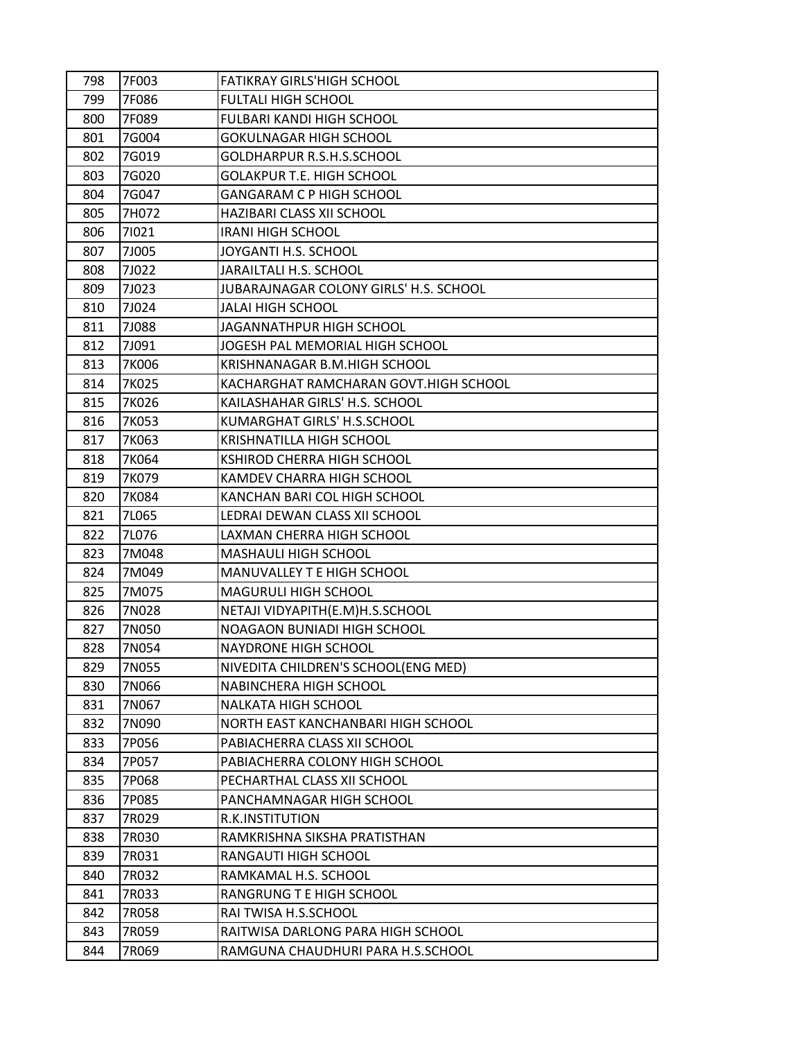| 798 | 7F003 | FATIKRAY GIRLS'HIGH SCHOOL |
|---|---|---|
| 799 | 7F086 | FULTALI HIGH SCHOOL |
| 800 | 7F089 | FULBARI KANDI HIGH SCHOOL |
| 801 | 7G004 | GOKULNAGAR HIGH SCHOOL |
| 802 | 7G019 | GOLDHARPUR R.S.H.S.SCHOOL |
| 803 | 7G020 | GOLAKPUR T.E. HIGH SCHOOL |
| 804 | 7G047 | GANGARAM C P HIGH SCHOOL |
| 805 | 7H072 | HAZIBARI CLASS XII SCHOOL |
| 806 | 7I021 | IRANI HIGH SCHOOL |
| 807 | 7J005 | JOYGANTI H.S. SCHOOL |
| 808 | 7J022 | JARAILTALI H.S. SCHOOL |
| 809 | 7J023 | JUBARAJNAGAR COLONY GIRLS' H.S. SCHOOL |
| 810 | 7J024 | JALAI HIGH SCHOOL |
| 811 | 7J088 | JAGANNATHPUR HIGH SCHOOL |
| 812 | 7J091 | JOGESH PAL MEMORIAL HIGH SCHOOL |
| 813 | 7K006 | KRISHNANAGAR B.M.HIGH SCHOOL |
| 814 | 7K025 | KACHARGHAT RAMCHARAN GOVT.HIGH SCHOOL |
| 815 | 7K026 | KAILASHAHAR GIRLS' H.S. SCHOOL |
| 816 | 7K053 | KUMARGHAT GIRLS' H.S.SCHOOL |
| 817 | 7K063 | KRISHNATILLA HIGH SCHOOL |
| 818 | 7K064 | KSHIROD CHERRA HIGH SCHOOL |
| 819 | 7K079 | KAMDEV CHARRA HIGH SCHOOL |
| 820 | 7K084 | KANCHAN BARI COL HIGH SCHOOL |
| 821 | 7L065 | LEDRAI DEWAN CLASS XII SCHOOL |
| 822 | 7L076 | LAXMAN CHERRA HIGH SCHOOL |
| 823 | 7M048 | MASHAULI HIGH SCHOOL |
| 824 | 7M049 | MANUVALLEY T E HIGH SCHOOL |
| 825 | 7M075 | MAGURULI HIGH SCHOOL |
| 826 | 7N028 | NETAJI VIDYAPITH(E.M)H.S.SCHOOL |
| 827 | 7N050 | NOAGAON BUNIADI HIGH SCHOOL |
| 828 | 7N054 | NAYDRONE HIGH SCHOOL |
| 829 | 7N055 | NIVEDITA CHILDREN'S SCHOOL(ENG MED) |
| 830 | 7N066 | NABINCHERA HIGH SCHOOL |
| 831 | 7N067 | NALKATA HIGH SCHOOL |
| 832 | 7N090 | NORTH EAST KANCHANBARI HIGH SCHOOL |
| 833 | 7P056 | PABIACHERRA CLASS XII SCHOOL |
| 834 | 7P057 | PABIACHERRA COLONY HIGH SCHOOL |
| 835 | 7P068 | PECHARTHAL CLASS XII SCHOOL |
| 836 | 7P085 | PANCHAMNAGAR HIGH SCHOOL |
| 837 | 7R029 | R.K.INSTITUTION |
| 838 | 7R030 | RAMKRISHNA SIKSHA PRATISTHAN |
| 839 | 7R031 | RANGAUTI HIGH SCHOOL |
| 840 | 7R032 | RAMKAMAL H.S. SCHOOL |
| 841 | 7R033 | RANGRUNG T E HIGH SCHOOL |
| 842 | 7R058 | RAI TWISA H.S.SCHOOL |
| 843 | 7R059 | RAITWISA DARLONG PARA HIGH SCHOOL |
| 844 | 7R069 | RAMGUNA CHAUDHURI PARA H.S.SCHOOL |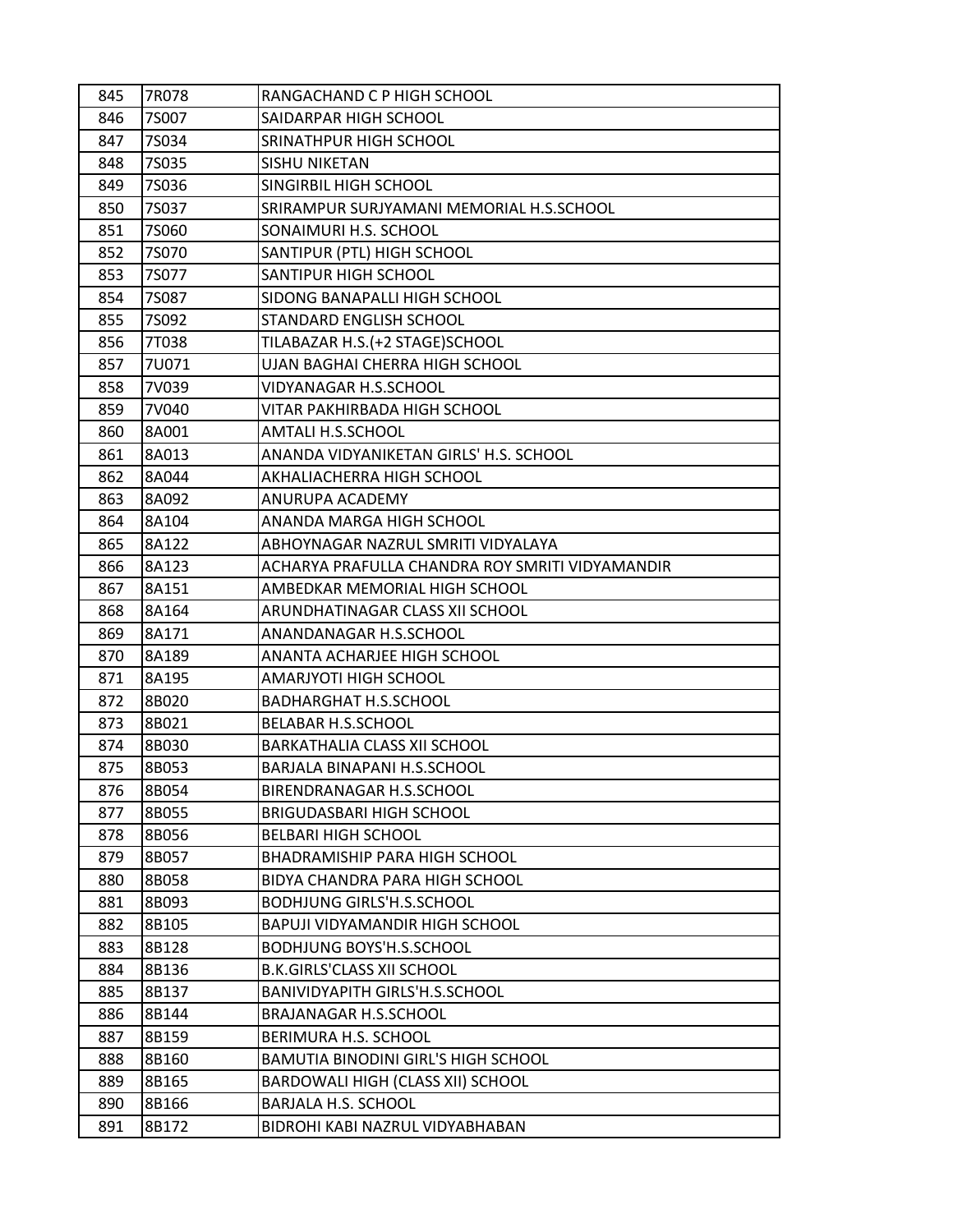| 845 | 7R078 | RANGACHAND C P HIGH SCHOOL |
|---|---|---|
| 846 | 7S007 | SAIDARPAR HIGH SCHOOL |
| 847 | 7S034 | SRINATHPUR HIGH SCHOOL |
| 848 | 7S035 | SISHU NIKETAN |
| 849 | 7S036 | SINGIRBIL HIGH SCHOOL |
| 850 | 7S037 | SRIRAMPUR SURJYAMANI MEMORIAL H.S.SCHOOL |
| 851 | 7S060 | SONAIMURI H.S. SCHOOL |
| 852 | 7S070 | SANTIPUR (PTL) HIGH SCHOOL |
| 853 | 7S077 | SANTIPUR HIGH SCHOOL |
| 854 | 7S087 | SIDONG BANAPALLI HIGH SCHOOL |
| 855 | 7S092 | STANDARD ENGLISH SCHOOL |
| 856 | 7T038 | TILABAZAR H.S.(+2 STAGE)SCHOOL |
| 857 | 7U071 | UJAN BAGHAI CHERRA HIGH SCHOOL |
| 858 | 7V039 | VIDYANAGAR H.S.SCHOOL |
| 859 | 7V040 | VITAR PAKHIRBADA HIGH SCHOOL |
| 860 | 8A001 | AMTALI H.S.SCHOOL |
| 861 | 8A013 | ANANDA VIDYANIKETAN GIRLS' H.S. SCHOOL |
| 862 | 8A044 | AKHALIACHERRA HIGH SCHOOL |
| 863 | 8A092 | ANURUPA ACADEMY |
| 864 | 8A104 | ANANDA MARGA HIGH SCHOOL |
| 865 | 8A122 | ABHOYNAGAR NAZRUL SMRITI VIDYALAYA |
| 866 | 8A123 | ACHARYA PRAFULLA CHANDRA ROY SMRITI VIDYAMANDIR |
| 867 | 8A151 | AMBEDKAR MEMORIAL HIGH SCHOOL |
| 868 | 8A164 | ARUNDHATINAGAR CLASS XII SCHOOL |
| 869 | 8A171 | ANANDANAGAR H.S.SCHOOL |
| 870 | 8A189 | ANANTA ACHARJEE HIGH SCHOOL |
| 871 | 8A195 | AMARJYOTI HIGH SCHOOL |
| 872 | 8B020 | BADHARGHAT H.S.SCHOOL |
| 873 | 8B021 | BELABAR H.S.SCHOOL |
| 874 | 8B030 | BARKATHALIA CLASS XII SCHOOL |
| 875 | 8B053 | BARJALA BINAPANI H.S.SCHOOL |
| 876 | 8B054 | BIRENDRANAGAR H.S.SCHOOL |
| 877 | 8B055 | BRIGUDASBARI HIGH SCHOOL |
| 878 | 8B056 | BELBARI HIGH SCHOOL |
| 879 | 8B057 | BHADRAMISHIP PARA HIGH SCHOOL |
| 880 | 8B058 | BIDYA CHANDRA PARA HIGH SCHOOL |
| 881 | 8B093 | BODHJUNG GIRLS'H.S.SCHOOL |
| 882 | 8B105 | BAPUJI VIDYAMANDIR HIGH SCHOOL |
| 883 | 8B128 | BODHJUNG BOYS'H.S.SCHOOL |
| 884 | 8B136 | B.K.GIRLS'CLASS XII SCHOOL |
| 885 | 8B137 | BANIVIDYAPITH GIRLS'H.S.SCHOOL |
| 886 | 8B144 | BRAJANAGAR H.S.SCHOOL |
| 887 | 8B159 | BERIMURA H.S. SCHOOL |
| 888 | 8B160 | BAMUTIA BINODINI GIRL'S HIGH SCHOOL |
| 889 | 8B165 | BARDOWALI HIGH (CLASS XII) SCHOOL |
| 890 | 8B166 | BARJALA H.S. SCHOOL |
| 891 | 8B172 | BIDROHI KABI NAZRUL VIDYABHABAN |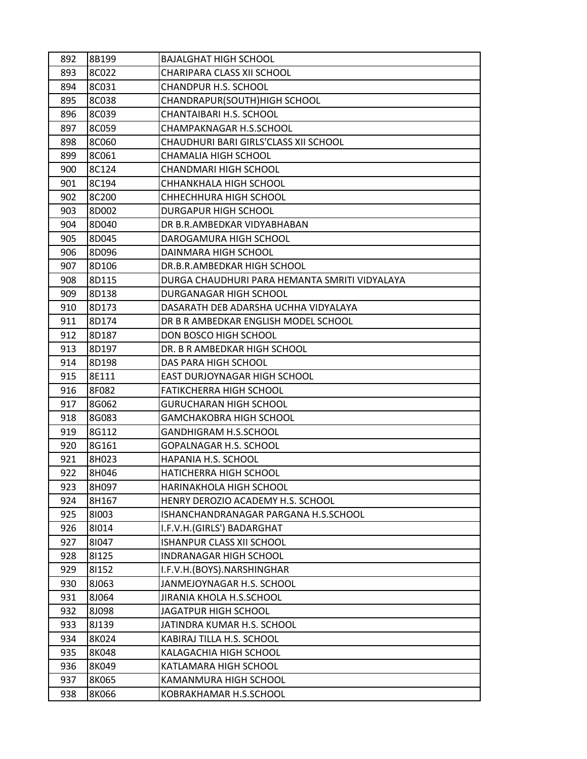| 892 | 8B199 | BAJALGHAT HIGH SCHOOL |
|---|---|---|
| 893 | 8C022 | CHARIPARA CLASS XII SCHOOL |
| 894 | 8C031 | CHANDPUR H.S. SCHOOL |
| 895 | 8C038 | CHANDRAPUR(SOUTH)HIGH SCHOOL |
| 896 | 8C039 | CHANTAIBARI H.S. SCHOOL |
| 897 | 8C059 | CHAMPAKNAGAR H.S.SCHOOL |
| 898 | 8C060 | CHAUDHURI BARI GIRLS'CLASS XII SCHOOL |
| 899 | 8C061 | CHAMALIA HIGH SCHOOL |
| 900 | 8C124 | CHANDMARI HIGH SCHOOL |
| 901 | 8C194 | CHHANKHALA HIGH SCHOOL |
| 902 | 8C200 | CHHECHHURA HIGH SCHOOL |
| 903 | 8D002 | DURGAPUR HIGH SCHOOL |
| 904 | 8D040 | DR B.R.AMBEDKAR VIDYABHABAN |
| 905 | 8D045 | DAROGAMURA HIGH SCHOOL |
| 906 | 8D096 | DAINMARA HIGH SCHOOL |
| 907 | 8D106 | DR.B.R.AMBEDKAR HIGH SCHOOL |
| 908 | 8D115 | DURGA CHAUDHURI PARA HEMANTA SMRITI VIDYALAYA |
| 909 | 8D138 | DURGANAGAR HIGH SCHOOL |
| 910 | 8D173 | DASARATH DEB ADARSHA UCHHA VIDYALAYA |
| 911 | 8D174 | DR B R AMBEDKAR ENGLISH MODEL SCHOOL |
| 912 | 8D187 | DON BOSCO HIGH SCHOOL |
| 913 | 8D197 | DR. B R AMBEDKAR HIGH SCHOOL |
| 914 | 8D198 | DAS PARA HIGH SCHOOL |
| 915 | 8E111 | EAST DURJOYNAGAR HIGH SCHOOL |
| 916 | 8F082 | FATIKCHERRA HIGH SCHOOL |
| 917 | 8G062 | GURUCHARAN HIGH SCHOOL |
| 918 | 8G083 | GAMCHAKOBRA HIGH SCHOOL |
| 919 | 8G112 | GANDHIGRAM H.S.SCHOOL |
| 920 | 8G161 | GOPALNAGAR H.S. SCHOOL |
| 921 | 8H023 | HAPANIA H.S. SCHOOL |
| 922 | 8H046 | HATICHERRA HIGH SCHOOL |
| 923 | 8H097 | HARINAKHOLA HIGH SCHOOL |
| 924 | 8H167 | HENRY DEROZIO ACADEMY H.S. SCHOOL |
| 925 | 8I003 | ISHANCHANDRANAGAR PARGANA H.S.SCHOOL |
| 926 | 8I014 | I.F.V.H.(GIRLS') BADARGHAT |
| 927 | 8I047 | ISHANPUR CLASS XII SCHOOL |
| 928 | 8I125 | INDRANAGAR HIGH SCHOOL |
| 929 | 8I152 | I.F.V.H.(BOYS).NARSHINGHAR |
| 930 | 8J063 | JANMEJOYNAGAR H.S. SCHOOL |
| 931 | 8J064 | JIRANIA KHOLA H.S.SCHOOL |
| 932 | 8J098 | JAGATPUR HIGH SCHOOL |
| 933 | 8J139 | JATINDRA KUMAR H.S. SCHOOL |
| 934 | 8K024 | KABIRAJ TILLA H.S. SCHOOL |
| 935 | 8K048 | KALAGACHIA HIGH SCHOOL |
| 936 | 8K049 | KATLAMARA HIGH SCHOOL |
| 937 | 8K065 | KAMANMURA HIGH SCHOOL |
| 938 | 8K066 | KOBRAKHAMAR H.S.SCHOOL |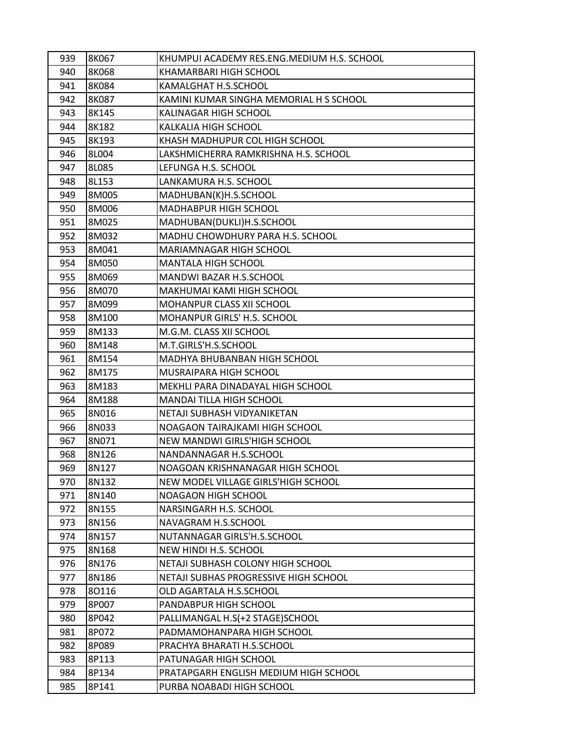| 939 | 8K067 | KHUMPUI ACADEMY RES.ENG.MEDIUM H.S. SCHOOL |
|---|---|---|
| 940 | 8K068 | KHAMARBARI HIGH SCHOOL |
| 941 | 8K084 | KAMALGHAT H.S.SCHOOL |
| 942 | 8K087 | KAMINI KUMAR SINGHA MEMORIAL H S SCHOOL |
| 943 | 8K145 | KALINAGAR HIGH SCHOOL |
| 944 | 8K182 | KALKALIA HIGH SCHOOL |
| 945 | 8K193 | KHASH MADHUPUR COL HIGH SCHOOL |
| 946 | 8L004 | LAKSHMICHERRA RAMKRISHNA H.S. SCHOOL |
| 947 | 8L085 | LEFUNGA H.S. SCHOOL |
| 948 | 8L153 | LANKAMURA H.S. SCHOOL |
| 949 | 8M005 | MADHUBAN(K)H.S.SCHOOL |
| 950 | 8M006 | MADHABPUR HIGH SCHOOL |
| 951 | 8M025 | MADHUBAN(DUKLI)H.S.SCHOOL |
| 952 | 8M032 | MADHU CHOWDHURY PARA H.S. SCHOOL |
| 953 | 8M041 | MARIAMNAGAR HIGH SCHOOL |
| 954 | 8M050 | MANTALA HIGH SCHOOL |
| 955 | 8M069 | MANDWI BAZAR H.S.SCHOOL |
| 956 | 8M070 | MAKHUMAI KAMI HIGH SCHOOL |
| 957 | 8M099 | MOHANPUR CLASS XII SCHOOL |
| 958 | 8M100 | MOHANPUR GIRLS' H.S. SCHOOL |
| 959 | 8M133 | M.G.M. CLASS XII SCHOOL |
| 960 | 8M148 | M.T.GIRLS'H.S.SCHOOL |
| 961 | 8M154 | MADHYA BHUBANBAN HIGH SCHOOL |
| 962 | 8M175 | MUSRAIPARA HIGH SCHOOL |
| 963 | 8M183 | MEKHLI PARA DINADAYAL HIGH SCHOOL |
| 964 | 8M188 | MANDAI TILLA HIGH SCHOOL |
| 965 | 8N016 | NETAJI SUBHASH VIDYANIKETAN |
| 966 | 8N033 | NOAGAON TAIRAJKAMI HIGH SCHOOL |
| 967 | 8N071 | NEW MANDWI GIRLS'HIGH SCHOOL |
| 968 | 8N126 | NANDANNAGAR H.S.SCHOOL |
| 969 | 8N127 | NOAGOAN KRISHNANAGAR HIGH SCHOOL |
| 970 | 8N132 | NEW MODEL VILLAGE GIRLS'HIGH SCHOOL |
| 971 | 8N140 | NOAGAON HIGH SCHOOL |
| 972 | 8N155 | NARSINGARH H.S. SCHOOL |
| 973 | 8N156 | NAVAGRAM H.S.SCHOOL |
| 974 | 8N157 | NUTANNAGAR GIRLS'H.S.SCHOOL |
| 975 | 8N168 | NEW HINDI H.S. SCHOOL |
| 976 | 8N176 | NETAJI SUBHASH COLONY HIGH SCHOOL |
| 977 | 8N186 | NETAJI SUBHAS PROGRESSIVE HIGH SCHOOL |
| 978 | 8O116 | OLD AGARTALA H.S.SCHOOL |
| 979 | 8P007 | PANDABPUR HIGH SCHOOL |
| 980 | 8P042 | PALLIMANGAL H.S(+2 STAGE)SCHOOL |
| 981 | 8P072 | PADMAMOHANPARA HIGH SCHOOL |
| 982 | 8P089 | PRACHYA BHARATI H.S.SCHOOL |
| 983 | 8P113 | PATUNAGAR HIGH SCHOOL |
| 984 | 8P134 | PRATAPGARH ENGLISH MEDIUM HIGH SCHOOL |
| 985 | 8P141 | PURBA NOABADI HIGH SCHOOL |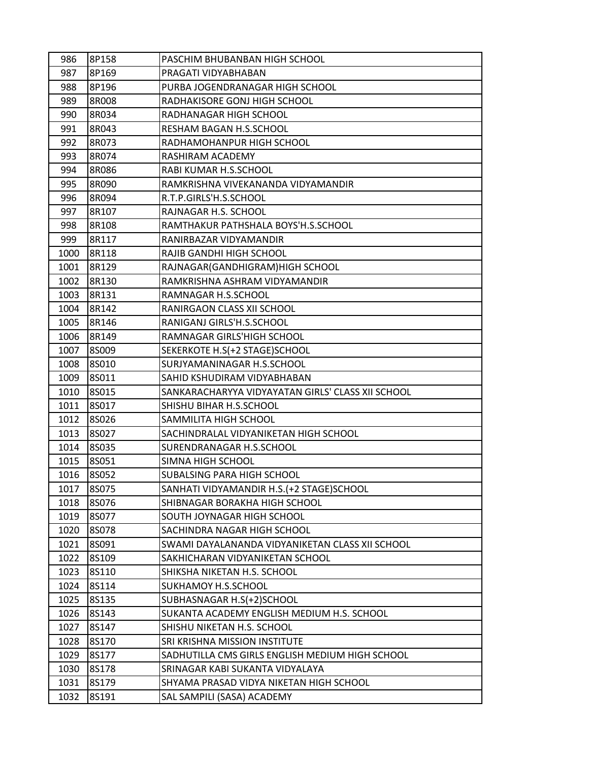| 986 | 8P158 | PASCHIM BHUBANBAN HIGH SCHOOL |
|---|---|---|
| 987 | 8P169 | PRAGATI VIDYABHABAN |
| 988 | 8P196 | PURBA JOGENDRANAGAR HIGH SCHOOL |
| 989 | 8R008 | RADHAKISORE GONJ HIGH SCHOOL |
| 990 | 8R034 | RADHANAGAR HIGH SCHOOL |
| 991 | 8R043 | RESHAM BAGAN H.S.SCHOOL |
| 992 | 8R073 | RADHAMOHANPUR HIGH SCHOOL |
| 993 | 8R074 | RASHIRAM ACADEMY |
| 994 | 8R086 | RABI KUMAR H.S.SCHOOL |
| 995 | 8R090 | RAMKRISHNA VIVEKANANDA VIDYAMANDIR |
| 996 | 8R094 | R.T.P.GIRLS'H.S.SCHOOL |
| 997 | 8R107 | RAJNAGAR H.S. SCHOOL |
| 998 | 8R108 | RAMTHAKUR PATHSHALA BOYS'H.S.SCHOOL |
| 999 | 8R117 | RANIRBAZAR VIDYAMANDIR |
| 1000 | 8R118 | RAJIB GANDHI HIGH SCHOOL |
| 1001 | 8R129 | RAJNAGAR(GANDHIGRAM)HIGH SCHOOL |
| 1002 | 8R130 | RAMKRISHNA ASHRAM VIDYAMANDIR |
| 1003 | 8R131 | RAMNAGAR H.S.SCHOOL |
| 1004 | 8R142 | RANIRGAON CLASS XII SCHOOL |
| 1005 | 8R146 | RANIGANJ GIRLS'H.S.SCHOOL |
| 1006 | 8R149 | RAMNAGAR GIRLS'HIGH SCHOOL |
| 1007 | 8S009 | SEKERKOTE H.S(+2 STAGE)SCHOOL |
| 1008 | 8S010 | SURJYAMANINAGAR H.S.SCHOOL |
| 1009 | 8S011 | SAHID KSHUDIRAM VIDYABHABAN |
| 1010 | 8S015 | SANKARACHARYYA VIDYAYATAN GIRLS' CLASS XII SCHOOL |
| 1011 | 8S017 | SHISHU BIHAR H.S.SCHOOL |
| 1012 | 8S026 | SAMMILITA HIGH SCHOOL |
| 1013 | 8S027 | SACHINDRALAL VIDYANIKETAN HIGH SCHOOL |
| 1014 | 8S035 | SURENDRANAGAR H.S.SCHOOL |
| 1015 | 8S051 | SIMNA HIGH SCHOOL |
| 1016 | 8S052 | SUBALSING PARA HIGH SCHOOL |
| 1017 | 8S075 | SANHATI VIDYAMANDIR H.S.(+2 STAGE)SCHOOL |
| 1018 | 8S076 | SHIBNAGAR BORAKHA HIGH SCHOOL |
| 1019 | 8S077 | SOUTH JOYNAGAR HIGH SCHOOL |
| 1020 | 8S078 | SACHINDRA NAGAR HIGH SCHOOL |
| 1021 | 8S091 | SWAMI DAYALANANDA VIDYANIKETAN CLASS XII SCHOOL |
| 1022 | 8S109 | SAKHICHARAN VIDYANIKETAN SCHOOL |
| 1023 | 8S110 | SHIKSHA NIKETAN H.S. SCHOOL |
| 1024 | 8S114 | SUKHAMOY H.S.SCHOOL |
| 1025 | 8S135 | SUBHASNAGAR H.S(+2)SCHOOL |
| 1026 | 8S143 | SUKANTA ACADEMY ENGLISH MEDIUM H.S. SCHOOL |
| 1027 | 8S147 | SHISHU NIKETAN H.S. SCHOOL |
| 1028 | 8S170 | SRI KRISHNA MISSION INSTITUTE |
| 1029 | 8S177 | SADHUTILLA CMS GIRLS ENGLISH MEDIUM HIGH SCHOOL |
| 1030 | 8S178 | SRINAGAR KABI SUKANTA VIDYALAYA |
| 1031 | 8S179 | SHYAMA PRASAD VIDYA NIKETAN HIGH SCHOOL |
| 1032 | 8S191 | SAL SAMPILI (SASA) ACADEMY |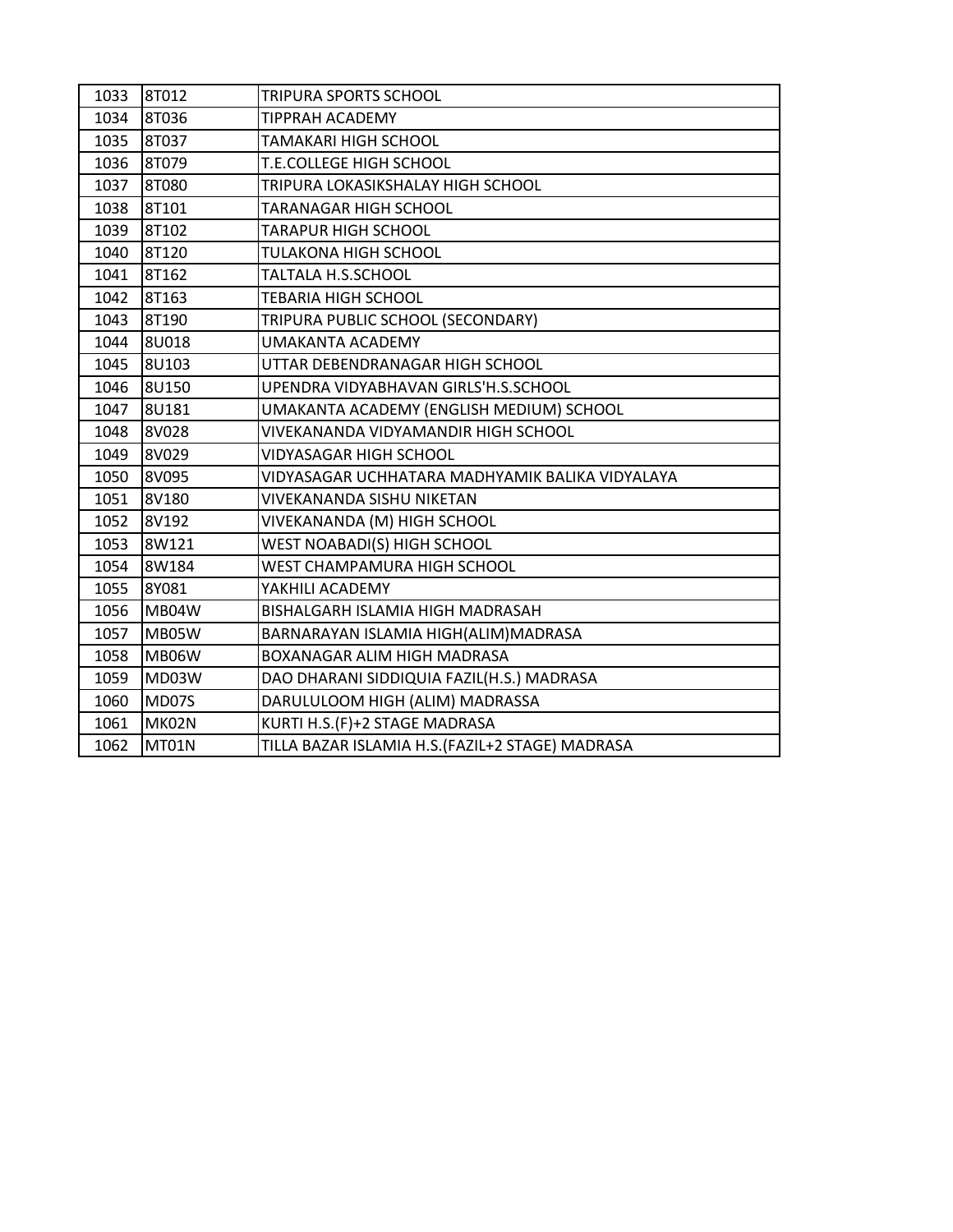| | | |
|---|---|---|
| 1033 | 8T012 | TRIPURA SPORTS SCHOOL |
| 1034 | 8T036 | TIPPRAH ACADEMY |
| 1035 | 8T037 | TAMAKARI HIGH SCHOOL |
| 1036 | 8T079 | T.E.COLLEGE HIGH SCHOOL |
| 1037 | 8T080 | TRIPURA LOKASIKSHALAY HIGH SCHOOL |
| 1038 | 8T101 | TARANAGAR HIGH SCHOOL |
| 1039 | 8T102 | TARAPUR HIGH SCHOOL |
| 1040 | 8T120 | TULAKONA HIGH SCHOOL |
| 1041 | 8T162 | TALTALA H.S.SCHOOL |
| 1042 | 8T163 | TEBARIA HIGH SCHOOL |
| 1043 | 8T190 | TRIPURA PUBLIC SCHOOL (SECONDARY) |
| 1044 | 8U018 | UMAKANTA ACADEMY |
| 1045 | 8U103 | UTTAR DEBENDRANAGAR HIGH SCHOOL |
| 1046 | 8U150 | UPENDRA VIDYABHAVAN GIRLS'H.S.SCHOOL |
| 1047 | 8U181 | UMAKANTA ACADEMY (ENGLISH MEDIUM) SCHOOL |
| 1048 | 8V028 | VIVEKANANDA VIDYAMANDIR HIGH SCHOOL |
| 1049 | 8V029 | VIDYASAGAR HIGH SCHOOL |
| 1050 | 8V095 | VIDYASAGAR UCHHATARA MADHYAMIK BALIKA VIDYALAYA |
| 1051 | 8V180 | VIVEKANANDA SISHU NIKETAN |
| 1052 | 8V192 | VIVEKANANDA (M) HIGH SCHOOL |
| 1053 | 8W121 | WEST NOABADI(S) HIGH SCHOOL |
| 1054 | 8W184 | WEST CHAMPAMURA HIGH SCHOOL |
| 1055 | 8Y081 | YAKHILI ACADEMY |
| 1056 | MB04W | BISHALGARH ISLAMIA HIGH MADRASAH |
| 1057 | MB05W | BARNARAYAN ISLAMIA HIGH(ALIM)MADRASA |
| 1058 | MB06W | BOXANAGAR ALIM HIGH MADRASA |
| 1059 | MD03W | DAO DHARANI SIDDIQUIA FAZIL(H.S.) MADRASA |
| 1060 | MD07S | DARULULOOM HIGH (ALIM) MADRASSA |
| 1061 | MK02N | KURTI H.S.(F)+2 STAGE MADRASA |
| 1062 | MT01N | TILLA BAZAR ISLAMIA H.S.(FAZIL+2 STAGE) MADRASA |